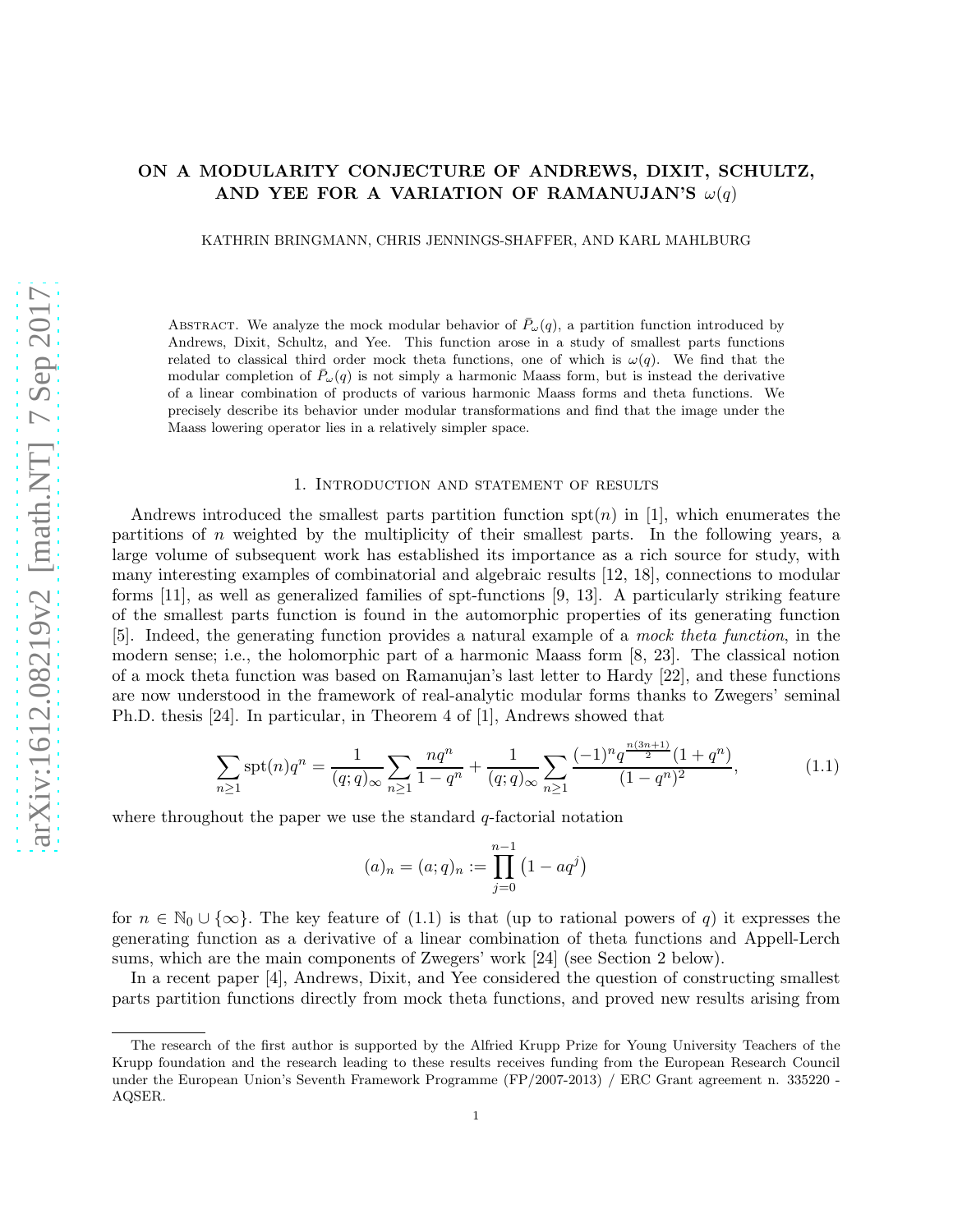# ON A MODULARITY CONJECTURE OF ANDREWS, DIXIT, SCHULTZ, AND YEE FOR A VARIATION OF RAMANUJAN'S $\omega(q)$

KATHRIN BRINGMANN, CHRIS JENNINGS-SHAFFER, AND KARL MAHLBURG

Abstract. We analyze the mock modular behavior of $\bar{P}_\omega(q)$, a partition function introduced by Andrews, Dixit, Schultz, and Yee. This function arose in a study of smallest parts functions related to classical third order mock theta functions, one of which is $\omega(q)$. We find that the modular completion of $\bar{P}_\omega(q)$ is not simply a harmonic Maass form, but is instead the derivative of a linear combination of products of various harmonic Maass forms and theta functions. We precisely describe its behavior under modular transformations and find that the image under the Maass lowering operator lies in a relatively simpler space.

## 1. Introduction and statement of results

Andrews introduced the smallest parts partition function $\mathrm{spt}(n)$ in [1], which enumerates the partitions of $n$ weighted by the multiplicity of their smallest parts. In the following years, a large volume of subsequent work has established its importance as a rich source for study, with many interesting examples of combinatorial and algebraic results [12, 18], connections to modular forms [11], as well as generalized families of spt-functions [9, 13]. A particularly striking feature of the smallest parts function is found in the automorphic properties of its generating function [5]. Indeed, the generating function provides a natural example of a *mock theta function*, in the modern sense; i.e., the holomorphic part of a harmonic Maass form [8, 23]. The classical notion of a mock theta function was based on Ramanujan's last letter to Hardy [22], and these functions are now understood in the framework of real-analytic modular forms thanks to Zwegers' seminal Ph.D. thesis [24]. In particular, in Theorem 4 of [1], Andrews showed that

$$\sum_{n\geq 1}\mathrm{spt}(n)q^n = \frac{1}{(q;q)_\infty}\sum_{n\geq 1}\frac{nq^n}{1-q^n} + \frac{1}{(q;q)_\infty}\sum_{n\geq 1}\frac{(-1)^n q^{\frac{n(3n+1)}{2}}(1+q^n)}{(1-q^n)^2}, \tag{1.1}$$

where throughout the paper we use the standard $q$-factorial notation

$$(a)_n = (a;q)_n := \prod_{j=0}^{n-1}\left(1-aq^j\right)$$

for $n \in \mathbb{N}_0 \cup \{\infty\}$. The key feature of (1.1) is that (up to rational powers of $q$) it expresses the generating function as a derivative of a linear combination of theta functions and Appell-Lerch sums, which are the main components of Zwegers' work [24] (see Section 2 below).

In a recent paper [4], Andrews, Dixit, and Yee considered the question of constructing smallest parts partition functions directly from mock theta functions, and proved new results arising from

The research of the first author is supported by the Alfried Krupp Prize for Young University Teachers of the Krupp foundation and the research leading to these results receives funding from the European Research Council under the European Union's Seventh Framework Programme (FP/2007-2013) / ERC Grant agreement n. 335220 - AQSER.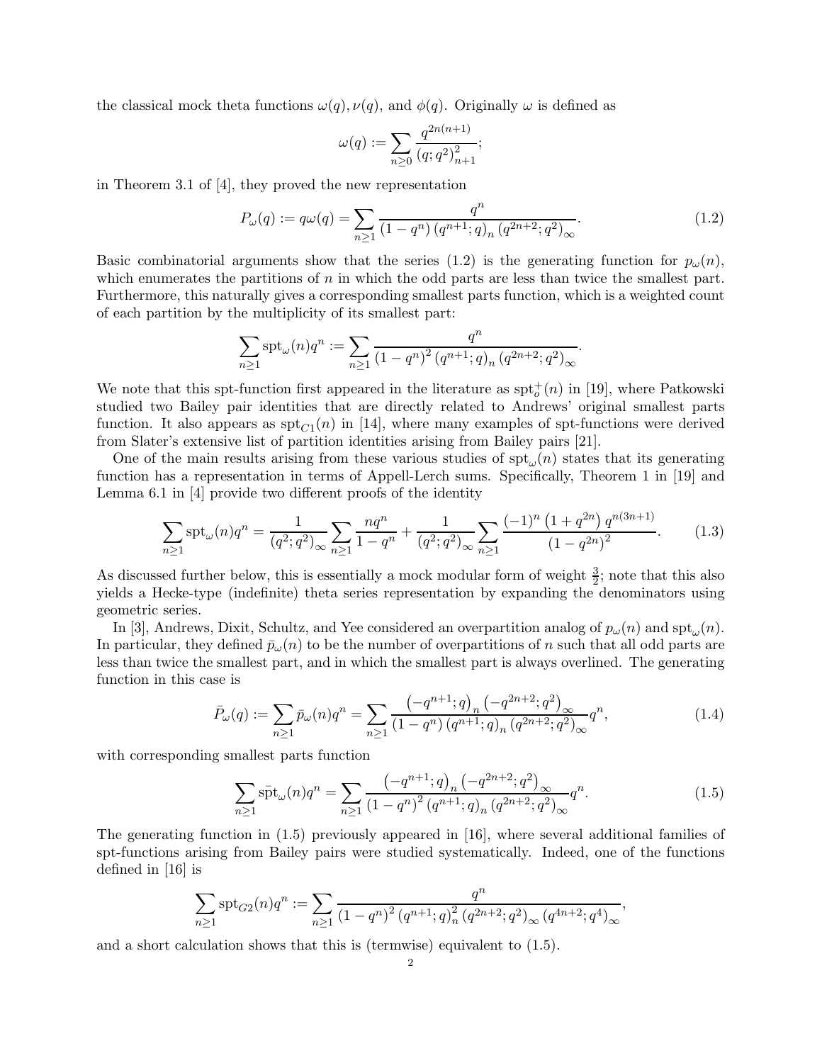the classical mock theta functions $\omega(q), \nu(q)$, and $\phi(q)$. Originally $\omega$ is defined as

$$\omega(q) := \sum_{n\geq 0} \frac{q^{2n(n+1)}}{(q;q^2)_{n+1}^2};$$

in Theorem 3.1 of [4], they proved the new representation

$$P_\omega(q) := q\omega(q) = \sum_{n\geq 1} \frac{q^n}{(1-q^n)(q^{n+1};q)_n (q^{2n+2};q^2)_\infty}. \tag{1.2}$$

Basic combinatorial arguments show that the series (1.2) is the generating function for $p_\omega(n)$, which enumerates the partitions of $n$ in which the odd parts are less than twice the smallest part. Furthermore, this naturally gives a corresponding smallest parts function, which is a weighted count of each partition by the multiplicity of its smallest part:

$$\sum_{n\geq 1} \mathrm{spt}_\omega(n) q^n := \sum_{n\geq 1} \frac{q^n}{(1-q^n)^2 (q^{n+1};q)_n (q^{2n+2};q^2)_\infty}.$$

We note that this spt-function first appeared in the literature as $\mathrm{spt}_o^+(n)$ in [19], where Patkowski studied two Bailey pair identities that are directly related to Andrews' original smallest parts function. It also appears as $\mathrm{spt}_{C1}(n)$ in [14], where many examples of spt-functions were derived from Slater's extensive list of partition identities arising from Bailey pairs [21].

One of the main results arising from these various studies of $\mathrm{spt}_\omega(n)$ states that its generating function has a representation in terms of Appell-Lerch sums. Specifically, Theorem 1 in [19] and Lemma 6.1 in [4] provide two different proofs of the identity

$$\sum_{n\geq 1} \mathrm{spt}_\omega(n) q^n = \frac{1}{(q^2;q^2)_\infty} \sum_{n\geq 1} \frac{nq^n}{1-q^n} + \frac{1}{(q^2;q^2)_\infty} \sum_{n\geq 1} \frac{(-1)^n \left(1+q^{2n}\right) q^{n(3n+1)}}{(1-q^{2n})^2}. \tag{1.3}$$

As discussed further below, this is essentially a mock modular form of weight $\frac{3}{2}$; note that this also yields a Hecke-type (indefinite) theta series representation by expanding the denominators using geometric series.

In [3], Andrews, Dixit, Schultz, and Yee considered an overpartition analog of $p_\omega(n)$ and $\mathrm{spt}_\omega(n)$. In particular, they defined $\bar{p}_\omega(n)$ to be the number of overpartitions of $n$ such that all odd parts are less than twice the smallest part, and in which the smallest part is always overlined. The generating function in this case is

$$\bar{P}_\omega(q) := \sum_{n\geq 1} \bar{p}_\omega(n) q^n = \sum_{n\geq 1} \frac{\left(-q^{n+1};q\right)_n \left(-q^{2n+2};q^2\right)_\infty}{(1-q^n)(q^{n+1};q)_n (q^{2n+2};q^2)_\infty} q^n, \tag{1.4}$$

with corresponding smallest parts function

$$\sum_{n\geq 1} \bar{\mathrm{spt}}_\omega(n) q^n = \sum_{n\geq 1} \frac{\left(-q^{n+1};q\right)_n \left(-q^{2n+2};q^2\right)_\infty}{(1-q^n)^2 (q^{n+1};q)_n (q^{2n+2};q^2)_\infty} q^n. \tag{1.5}$$

The generating function in (1.5) previously appeared in [16], where several additional families of spt-functions arising from Bailey pairs were studied systematically. Indeed, one of the functions defined in [16] is

$$\sum_{n\geq 1} \mathrm{spt}_{G2}(n) q^n := \sum_{n\geq 1} \frac{q^n}{(1-q^n)^2 (q^{n+1};q)_n^2 (q^{2n+2};q^2)_\infty (q^{4n+2};q^4)_\infty},$$

and a short calculation shows that this is (termwise) equivalent to (1.5).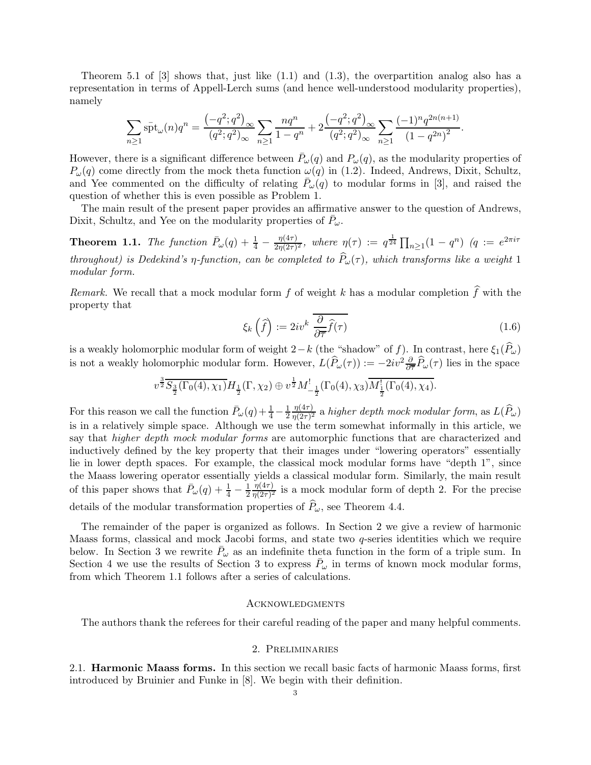Theorem 5.1 of [3] shows that, just like (1.1) and (1.3), the overpartition analog also has a representation in terms of Appell-Lerch sums (and hence well-understood modularity properties), namely

$$\sum_{n\geq 1} \bar{\operatorname{spt}}_{\omega}(n) q^n = \frac{\left(-q^2;q^2\right)_\infty}{\left(q^2;q^2\right)_\infty} \sum_{n\geq 1} \frac{nq^n}{1-q^n} + 2\frac{\left(-q^2;q^2\right)_\infty}{\left(q^2;q^2\right)_\infty} \sum_{n\geq 1} \frac{(-1)^n q^{2n(n+1)}}{\left(1-q^{2n}\right)^2}.$$

However, there is a significant difference between $\bar{P}_\omega(q)$ and $P_\omega(q)$, as the modularity properties of $P_\omega(q)$ come directly from the mock theta function $\omega(q)$ in (1.2). Indeed, Andrews, Dixit, Schultz, and Yee commented on the difficulty of relating $\bar{P}_\omega(q)$ to modular forms in [3], and raised the question of whether this is even possible as Problem 1.

The main result of the present paper provides an affirmative answer to the question of Andrews, Dixit, Schultz, and Yee on the modularity properties of $\bar{P}_\omega$.

**Theorem 1.1.** *The function $\bar{P}_\omega(q) + \frac{1}{4} - \frac{\eta(4\tau)}{2\eta(2\tau)^2}$, where $\eta(\tau) := q^{\frac{1}{24}} \prod_{n\geq 1}(1-q^n)$ ($q := e^{2\pi i \tau}$ throughout) is Dedekind's $\eta$-function, can be completed to $\widehat{P}_\omega(\tau)$, which transforms like a weight 1 modular form.*

*Remark.* We recall that a mock modular form $f$ of weight $k$ has a modular completion $\widehat{f}$ with the property that

$$\xi_k\left(\widehat{f}\right) := 2iv^k \, \overline{\frac{\partial}{\partial \overline{\tau}} \widehat{f}(\tau)} \tag{1.6}$$

is a weakly holomorphic modular form of weight $2-k$ (the "shadow" of $f$). In contrast, here $\xi_1(\widehat{P}_\omega)$ is not a weakly holomorphic modular form. However, $L(\widehat{P}_\omega(\tau)) := -2iv^2 \frac{\partial}{\partial \overline{\tau}} \widehat{P}_\omega(\tau)$ lies in the space

$$v^{\frac{3}{2}} \overline{S_{\frac{3}{2}}(\Gamma_0(4), \chi_1)} H_{\frac{1}{2}}(\Gamma, \chi_2) \oplus v^{\frac{1}{2}} M^!_{-\frac{1}{2}}(\Gamma_0(4), \chi_3) \overline{M^!_{\frac{1}{2}}(\Gamma_0(4), \chi_4)}.$$

For this reason we call the function $\bar{P}_\omega(q) + \frac{1}{4} - \frac{1}{2}\frac{\eta(4\tau)}{\eta(2\tau)^2}$ a *higher depth mock modular form*, as $L(\widehat{P}_\omega)$ is in a relatively simple space. Although we use the term somewhat informally in this article, we say that *higher depth mock modular forms* are automorphic functions that are characterized and inductively defined by the key property that their images under "lowering operators" essentially lie in lower depth spaces. For example, the classical mock modular forms have "depth 1", since the Maass lowering operator essentially yields a classical modular form. Similarly, the main result of this paper shows that $\bar{P}_\omega(q) + \frac{1}{4} - \frac{1}{2}\frac{\eta(4\tau)}{\eta(2\tau)^2}$ is a mock modular form of depth 2. For the precise details of the modular transformation properties of $\widehat{P}_\omega$, see Theorem 4.4.

The remainder of the paper is organized as follows. In Section 2 we give a review of harmonic Maass forms, classical and mock Jacobi forms, and state two $q$-series identities which we require below. In Section 3 we rewrite $\bar{P}_\omega$ as an indefinite theta function in the form of a triple sum. In Section 4 we use the results of Section 3 to express $\bar{P}_\omega$ in terms of known mock modular forms, from which Theorem 1.1 follows after a series of calculations.

## Acknowledgments

The authors thank the referees for their careful reading of the paper and many helpful comments.

## 2. Preliminaries

### 2.1. Harmonic Maass forms.

In this section we recall basic facts of harmonic Maass forms, first introduced by Bruinier and Funke in [8]. We begin with their definition.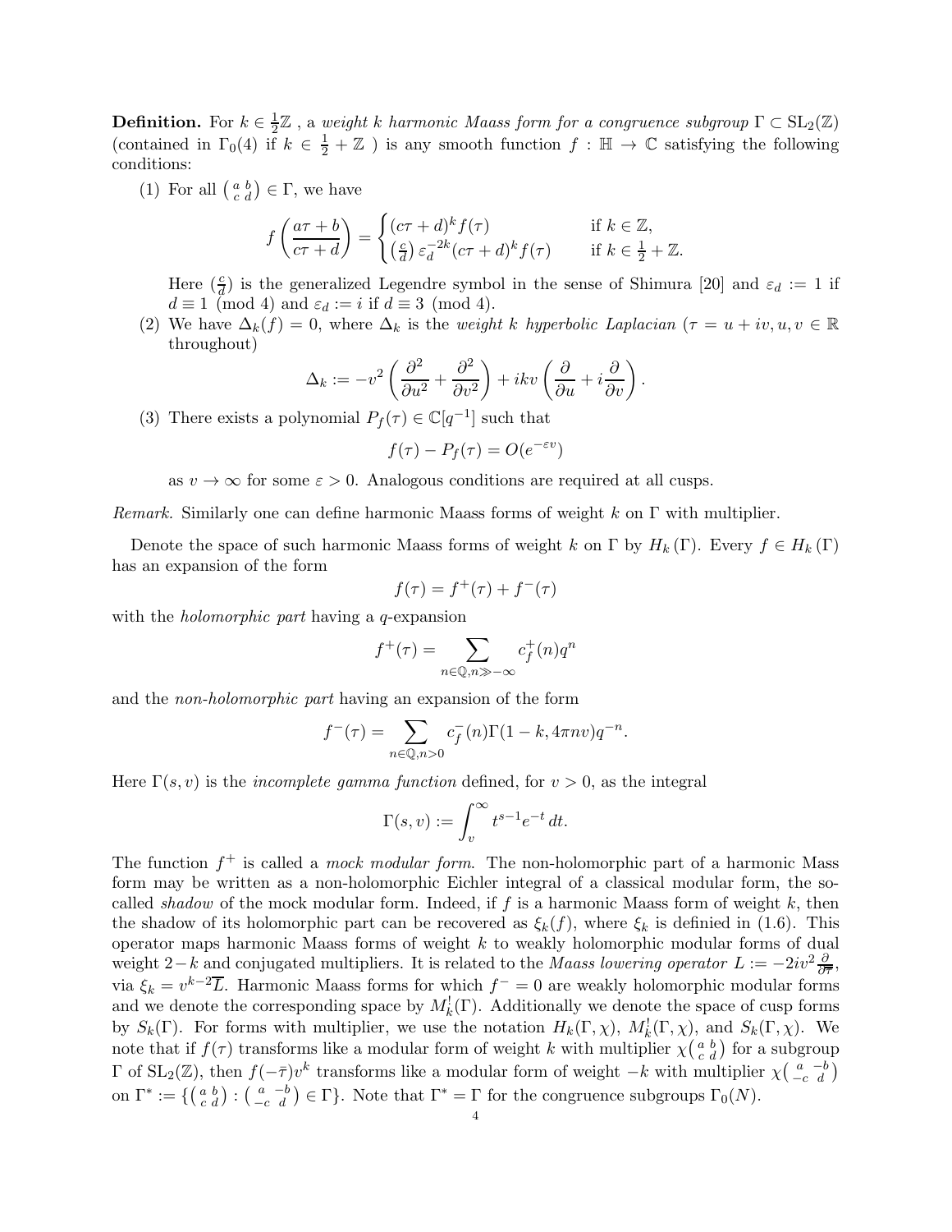**Definition.** For $k \in \frac{1}{2}\mathbb{Z}$ , a *weight $k$ harmonic Maass form for a congruence subgroup $\Gamma \subset \mathrm{SL}_2(\mathbb{Z})$* (contained in $\Gamma_0(4)$ if $k \in \frac{1}{2} + \mathbb{Z}$ ) is any smooth function $f : \mathbb{H} \to \mathbb{C}$ satisfying the following conditions:

(1) For all $\left(\begin{smallmatrix} a & b \\ c & d \end{smallmatrix}\right) \in \Gamma$, we have

$$f\left(\frac{a\tau+b}{c\tau+d}\right) = \begin{cases} (c\tau+d)^k f(\tau) & \text{if } k \in \mathbb{Z}, \\ \left(\frac{c}{d}\right)\varepsilon_d^{-2k}(c\tau+d)^k f(\tau) & \text{if } k \in \frac{1}{2}+\mathbb{Z}. \end{cases}$$

Here $(\frac{c}{d})$ is the generalized Legendre symbol in the sense of Shimura [20] and $\varepsilon_d := 1$ if $d \equiv 1 \pmod 4$ and $\varepsilon_d := i$ if $d \equiv 3 \pmod 4$.

(2) We have $\Delta_k(f) = 0$, where $\Delta_k$ is the *weight $k$ hyperbolic Laplacian* ($\tau = u + iv, u, v \in \mathbb{R}$ throughout)

$$\Delta_k := -v^2\left(\frac{\partial^2}{\partial u^2} + \frac{\partial^2}{\partial v^2}\right) + ikv\left(\frac{\partial}{\partial u} + i\frac{\partial}{\partial v}\right).$$

(3) There exists a polynomial $P_f(\tau) \in \mathbb{C}[q^{-1}]$ such that

$$f(\tau) - P_f(\tau) = O(e^{-\varepsilon v})$$

as $v \to \infty$ for some $\varepsilon > 0$. Analogous conditions are required at all cusps.

*Remark.* Similarly one can define harmonic Maass forms of weight $k$ on $\Gamma$ with multiplier.

Denote the space of such harmonic Maass forms of weight $k$ on $\Gamma$ by $H_k(\Gamma)$. Every $f \in H_k(\Gamma)$ has an expansion of the form

$$f(\tau) = f^+(\tau) + f^-(\tau)$$

with the *holomorphic part* having a $q$-expansion

$$f^+(\tau) = \sum_{n \in \mathbb{Q}, n \gg -\infty} c_f^+(n) q^n$$

and the *non-holomorphic part* having an expansion of the form

$$f^-(\tau) = \sum_{n \in \mathbb{Q}, n > 0} c_f^-(n)\Gamma(1-k, 4\pi n v) q^{-n}.$$

Here $\Gamma(s, v)$ is the *incomplete gamma function* defined, for $v > 0$, as the integral

$$\Gamma(s, v) := \int_v^\infty t^{s-1} e^{-t}\, dt.$$

The function $f^+$ is called a *mock modular form*. The non-holomorphic part of a harmonic Mass form may be written as a non-holomorphic Eichler integral of a classical modular form, the so-called *shadow* of the mock modular form. Indeed, if $f$ is a harmonic Maass form of weight $k$, then the shadow of its holomorphic part can be recovered as $\xi_k(f)$, where $\xi_k$ is definied in (1.6). This operator maps harmonic Maass forms of weight $k$ to weakly holomorphic modular forms of dual weight $2-k$ and conjugated multipliers. It is related to the *Maass lowering operator* $L := -2iv^2\frac{\partial}{\partial\overline{\tau}}$, via $\xi_k = v^{k-2}\overline{L}$. Harmonic Maass forms for which $f^- = 0$ are weakly holomorphic modular forms and we denote the corresponding space by $M_k^!(\Gamma)$. Additionally we denote the space of cusp forms by $S_k(\Gamma)$. For forms with multiplier, we use the notation $H_k(\Gamma, \chi)$, $M_k^!(\Gamma, \chi)$, and $S_k(\Gamma, \chi)$. We note that if $f(\tau)$ transforms like a modular form of weight $k$ with multiplier $\chi\left(\begin{smallmatrix} a & b \\ c & d \end{smallmatrix}\right)$ for a subgroup $\Gamma$ of $\mathrm{SL}_2(\mathbb{Z})$, then $f(-\bar{\tau})v^k$ transforms like a modular form of weight $-k$ with multiplier $\chi\left(\begin{smallmatrix} a & -b \\ -c & d \end{smallmatrix}\right)$ on $\Gamma^* := \{\left(\begin{smallmatrix} a & b \\ c & d \end{smallmatrix}\right) : \left(\begin{smallmatrix} a & -b \\ -c & d \end{smallmatrix}\right) \in \Gamma\}$. Note that $\Gamma^* = \Gamma$ for the congruence subgroups $\Gamma_0(N)$.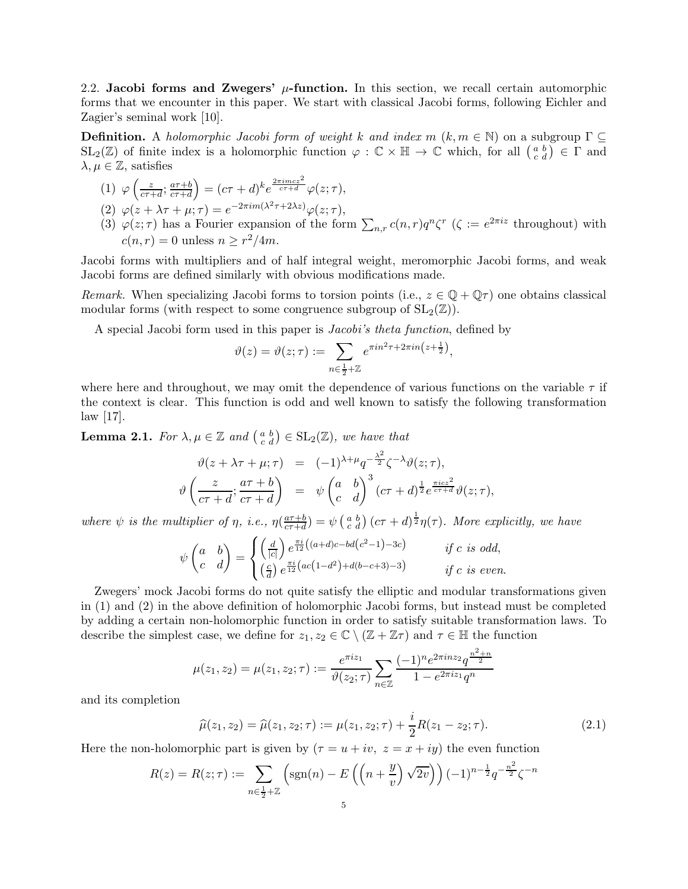### 2.2. Jacobi forms and Zwegers' $\mu$-function.

In this section, we recall certain automorphic forms that we encounter in this paper. We start with classical Jacobi forms, following Eichler and Zagier's seminal work [10].

**Definition.** A *holomorphic Jacobi form of weight $k$ and index $m$ ($k, m \in \mathbb{N}$) on a subgroup $\Gamma \subseteq \mathrm{SL}_2(\mathbb{Z})$ of finite index* is a holomorphic function $\varphi : \mathbb{C} \times \mathbb{H} \to \mathbb{C}$ which, for all $\left(\begin{smallmatrix} a & b \\ c & d \end{smallmatrix}\right) \in \Gamma$ and $\lambda, \mu \in \mathbb{Z}$, satisfies

(1) $\varphi\left(\frac{z}{c\tau+d}; \frac{a\tau+b}{c\tau+d}\right) = (c\tau+d)^k e^{\frac{2\pi i m c z^2}{c\tau+d}} \varphi(z;\tau)$,

(2) $\varphi(z+\lambda\tau+\mu;\tau) = e^{-2\pi i m(\lambda^2\tau+2\lambda z)}\varphi(z;\tau)$,

(3) $\varphi(z;\tau)$ has a Fourier expansion of the form $\sum_{n,r} c(n,r) q^n \zeta^r$ ($\zeta := e^{2\pi i z}$ throughout) with $c(n,r) = 0$ unless $n \geq r^2/4m$.

Jacobi forms with multipliers and of half integral weight, meromorphic Jacobi forms, and weak Jacobi forms are defined similarly with obvious modifications made.

*Remark.* When specializing Jacobi forms to torsion points (i.e., $z \in \mathbb{Q} + \mathbb{Q}\tau$) one obtains classical modular forms (with respect to some congruence subgroup of $\mathrm{SL}_2(\mathbb{Z})$).

A special Jacobi form used in this paper is *Jacobi's theta function*, defined by

$$\vartheta(z) = \vartheta(z;\tau) := \sum_{n \in \frac{1}{2}+\mathbb{Z}} e^{\pi i n^2 \tau + 2\pi i n\left(z+\frac{1}{2}\right)},$$

where here and throughout, we may omit the dependence of various functions on the variable $\tau$ if the context is clear. This function is odd and well known to satisfy the following transformation law [17].

**Lemma 2.1.** *For $\lambda, \mu \in \mathbb{Z}$ and $\left(\begin{smallmatrix} a & b \\ c & d \end{smallmatrix}\right) \in \mathrm{SL}_2(\mathbb{Z})$, we have that*

$$\begin{aligned}
\vartheta(z+\lambda\tau+\mu;\tau) &= (-1)^{\lambda+\mu} q^{-\frac{\lambda^2}{2}} \zeta^{-\lambda} \vartheta(z;\tau), \\
\vartheta\left(\frac{z}{c\tau+d}; \frac{a\tau+b}{c\tau+d}\right) &= \psi\begin{pmatrix} a & b \\ c & d \end{pmatrix}^3 (c\tau+d)^{\frac{1}{2}} e^{\frac{\pi i c z^2}{c\tau+d}} \vartheta(z;\tau),
\end{aligned}$$

*where $\psi$ is the multiplier of $\eta$, i.e., $\eta(\frac{a\tau+b}{c\tau+d}) = \psi\left(\begin{smallmatrix} a & b \\ c & d \end{smallmatrix}\right)(c\tau+d)^{\frac{1}{2}}\eta(\tau)$. More explicitly, we have*

$$\psi\begin{pmatrix} a & b \\ c & d \end{pmatrix} = \begin{cases} \left(\frac{d}{|c|}\right) e^{\frac{\pi i}{12}\left((a+d)c - bd\left(c^2-1\right) - 3c\right)} & \text{if } c \text{ is odd}, \\ \left(\frac{c}{d}\right) e^{\frac{\pi i}{12}\left(ac\left(1-d^2\right) + d(b-c+3) - 3\right)} & \text{if } c \text{ is even}. \end{cases}$$

Zwegers' mock Jacobi forms do not quite satisfy the elliptic and modular transformations given in (1) and (2) in the above definition of holomorphic Jacobi forms, but instead must be completed by adding a certain non-holomorphic function in order to satisfy suitable transformation laws. To describe the simplest case, we define for $z_1, z_2 \in \mathbb{C} \setminus (\mathbb{Z} + \mathbb{Z}\tau)$ and $\tau \in \mathbb{H}$ the function

$$\mu(z_1, z_2) = \mu(z_1, z_2; \tau) := \frac{e^{\pi i z_1}}{\vartheta(z_2;\tau)} \sum_{n \in \mathbb{Z}} \frac{(-1)^n e^{2\pi i n z_2} q^{\frac{n^2+n}{2}}}{1 - e^{2\pi i z_1} q^n}$$

and its completion

$$\widehat{\mu}(z_1, z_2) = \widehat{\mu}(z_1, z_2; \tau) := \mu(z_1, z_2; \tau) + \frac{i}{2} R(z_1 - z_2; \tau). \tag{2.1}$$

Here the non-holomorphic part is given by ($\tau = u + iv,\ z = x + iy$) the even function

$$R(z) = R(z;\tau) := \sum_{n \in \frac{1}{2}+\mathbb{Z}} \left(\mathrm{sgn}(n) - E\left(\left(n + \frac{y}{v}\right)\sqrt{2v}\right)\right)(-1)^{n-\frac{1}{2}} q^{-\frac{n^2}{2}} \zeta^{-n}$$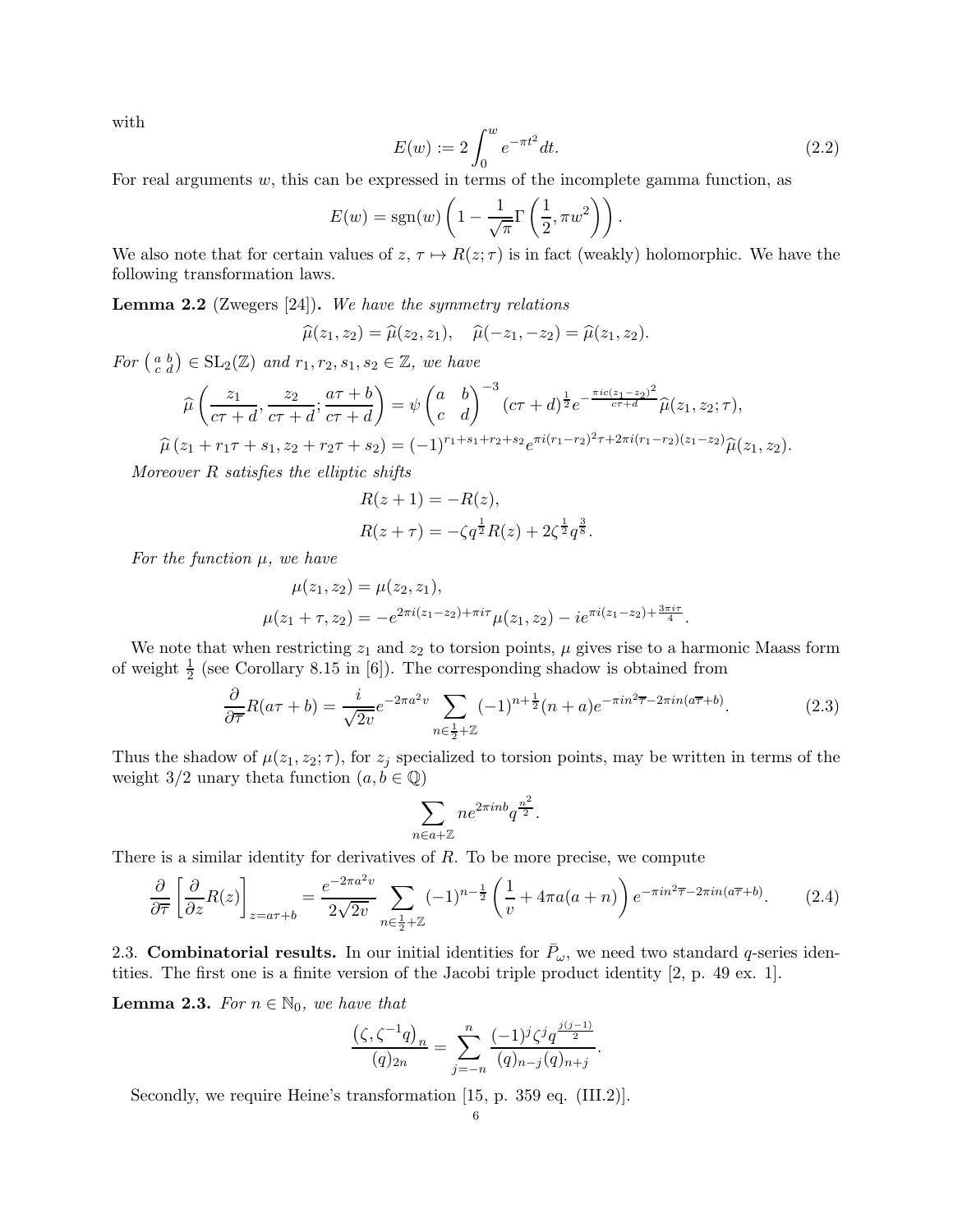with

$$E(w) := 2\int_0^w e^{-\pi t^2} dt. \tag{2.2}$$

For real arguments $w$, this can be expressed in terms of the incomplete gamma function, as

$$E(w) = \operatorname{sgn}(w)\left(1 - \frac{1}{\sqrt{\pi}}\Gamma\left(\frac{1}{2}, \pi w^2\right)\right).$$

We also note that for certain values of $z$, $\tau \mapsto R(z;\tau)$ is in fact (weakly) holomorphic. We have the following transformation laws.

**Lemma 2.2** (Zwegers [24])**.** *We have the symmetry relations*

$$\widehat{\mu}(z_1, z_2) = \widehat{\mu}(z_2, z_1), \quad \widehat{\mu}(-z_1, -z_2) = \widehat{\mu}(z_1, z_2).$$

*For* $\left(\begin{smallmatrix} a & b \\ c & d \end{smallmatrix}\right) \in \mathrm{SL}_2(\mathbb{Z})$ *and* $r_1, r_2, s_1, s_2 \in \mathbb{Z}$*, we have*

$$\widehat{\mu}\left(\frac{z_1}{c\tau+d}, \frac{z_2}{c\tau+d}; \frac{a\tau+b}{c\tau+d}\right) = \psi\begin{pmatrix} a & b \\ c & d \end{pmatrix}^{-3} (c\tau+d)^{\frac{1}{2}} e^{-\frac{\pi i c(z_1-z_2)^2}{c\tau+d}} \widehat{\mu}(z_1, z_2; \tau),$$

$$\widehat{\mu}\left(z_1 + r_1\tau + s_1, z_2 + r_2\tau + s_2\right) = (-1)^{r_1+s_1+r_2+s_2} e^{\pi i (r_1-r_2)^2\tau + 2\pi i (r_1-r_2)(z_1-z_2)} \widehat{\mu}(z_1, z_2).$$

*Moreover* $R$ *satisfies the elliptic shifts*

$$R(z+1) = -R(z),$$
$$R(z+\tau) = -\zeta q^{\frac{1}{2}} R(z) + 2\zeta^{\frac{1}{2}} q^{\frac{3}{8}}.$$

*For the function* $\mu$*, we have*

$$\mu(z_1, z_2) = \mu(z_2, z_1),$$
$$\mu(z_1+\tau, z_2) = -e^{2\pi i (z_1-z_2)+\pi i \tau}\mu(z_1, z_2) - i e^{\pi i (z_1-z_2)+\frac{3\pi i \tau}{4}}.$$

We note that when restricting $z_1$ and $z_2$ to torsion points, $\mu$ gives rise to a harmonic Maass form of weight $\frac{1}{2}$ (see Corollary 8.15 in [6]). The corresponding shadow is obtained from

$$\frac{\partial}{\partial \overline{\tau}} R(a\tau+b) = \frac{i}{\sqrt{2v}} e^{-2\pi a^2 v} \sum_{n \in \frac{1}{2}+\mathbb{Z}} (-1)^{n+\frac{1}{2}} (n+a) e^{-\pi i n^2 \overline{\tau} - 2\pi i n (a\overline{\tau}+b)}. \tag{2.3}$$

Thus the shadow of $\mu(z_1, z_2; \tau)$, for $z_j$ specialized to torsion points, may be written in terms of the weight $3/2$ unary theta function ($a, b \in \mathbb{Q}$)

$$\sum_{n \in a+\mathbb{Z}} n e^{2\pi i n b} q^{\frac{n^2}{2}}.$$

There is a similar identity for derivatives of $R$. To be more precise, we compute

$$\frac{\partial}{\partial \overline{\tau}}\left[\frac{\partial}{\partial z} R(z)\right]_{z=a\tau+b} = \frac{e^{-2\pi a^2 v}}{2\sqrt{2v}} \sum_{n \in \frac{1}{2}+\mathbb{Z}} (-1)^{n-\frac{1}{2}} \left(\frac{1}{v} + 4\pi a(a+n)\right) e^{-\pi i n^2 \overline{\tau} - 2\pi i n (a\overline{\tau}+b)}. \tag{2.4}$$

2.3. **Combinatorial results.** In our initial identities for $\bar{P}_\omega$, we need two standard $q$-series identities. The first one is a finite version of the Jacobi triple product identity [2, p. 49 ex. 1].

**Lemma 2.3.** *For* $n \in \mathbb{N}_0$*, we have that*

$$\frac{\left(\zeta, \zeta^{-1}q\right)_n}{(q)_{2n}} = \sum_{j=-n}^{n} \frac{(-1)^j \zeta^j q^{\frac{j(j-1)}{2}}}{(q)_{n-j}(q)_{n+j}}.$$

Secondly, we require Heine's transformation [15, p. 359 eq. (III.2)].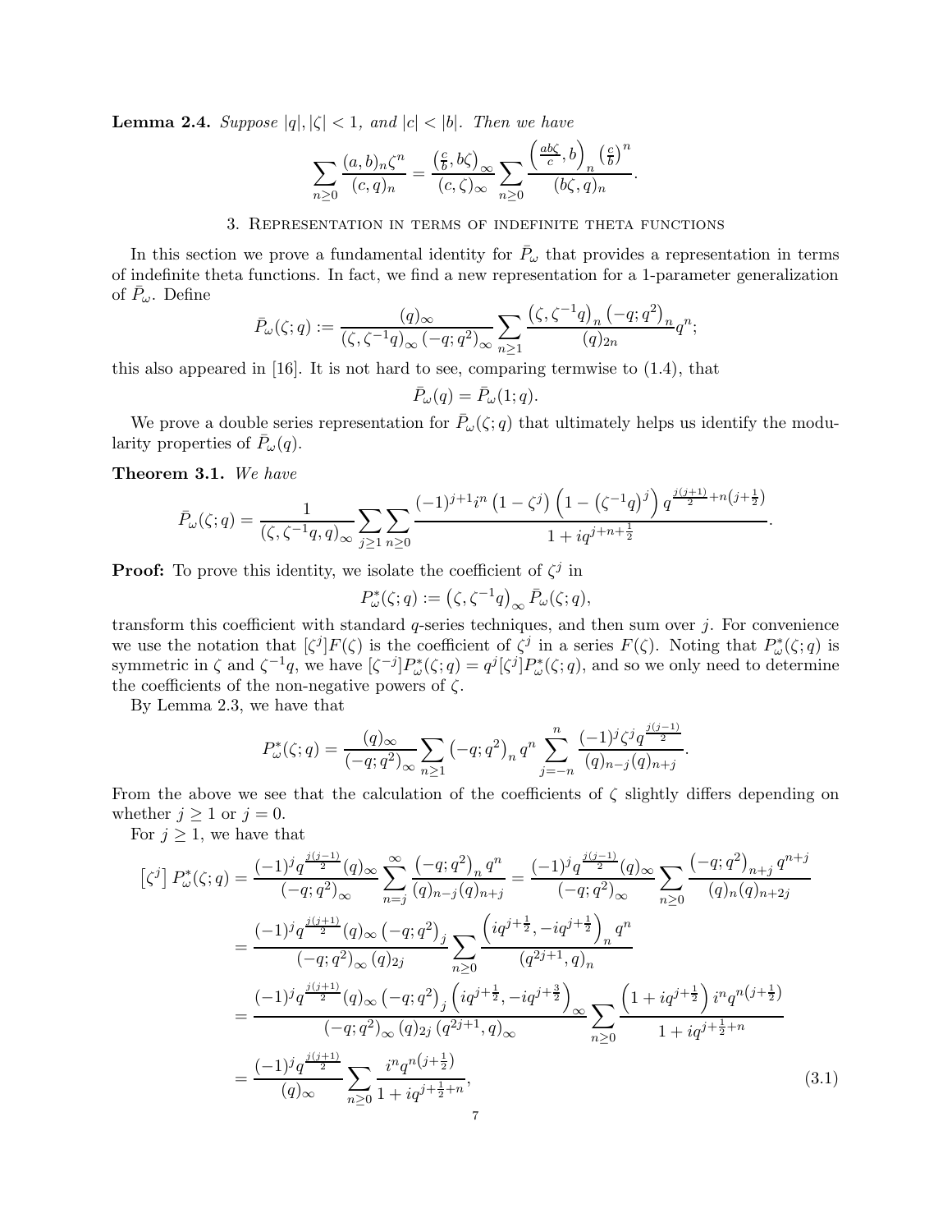**Lemma 2.4.** *Suppose $|q|, |\zeta| < 1$, and $|c| < |b|$. Then we have*

$$\sum_{n\geq 0} \frac{(a,b)_n \zeta^n}{(c,q)_n} = \frac{\left(\frac{c}{b}, b\zeta\right)_\infty}{(c,\zeta)_\infty} \sum_{n\geq 0} \frac{\left(\frac{ab\zeta}{c}, b\right)_n \left(\frac{c}{b}\right)^n}{(b\zeta, q)_n}.$$

## 3. Representation in terms of indefinite theta functions

In this section we prove a fundamental identity for $\bar{P}_\omega$ that provides a representation in terms of indefinite theta functions. In fact, we find a new representation for a 1-parameter generalization of $\bar{P}_\omega$. Define

$$\bar{P}_\omega(\zeta; q) := \frac{(q)_\infty}{\left(\zeta, \zeta^{-1}q\right)_\infty \left(-q; q^2\right)_\infty} \sum_{n\geq 1} \frac{\left(\zeta, \zeta^{-1}q\right)_n \left(-q; q^2\right)_n}{(q)_{2n}} q^n;$$

this also appeared in [16]. It is not hard to see, comparing termwise to (1.4), that

$$\bar{P}_\omega(q) = \bar{P}_\omega(1; q).$$

We prove a double series representation for $\bar{P}_\omega(\zeta; q)$ that ultimately helps us identify the modularity properties of $\bar{P}_\omega(q)$.

**Theorem 3.1.** *We have*

$$\bar{P}_\omega(\zeta; q) = \frac{1}{\left(\zeta, \zeta^{-1}q, q\right)_\infty} \sum_{j\geq 1} \sum_{n\geq 0} \frac{(-1)^{j+1} i^n \left(1 - \zeta^j\right) \left(1 - \left(\zeta^{-1}q\right)^j\right) q^{\frac{j(j+1)}{2} + n\left(j + \frac{1}{2}\right)}}{1 + iq^{j+n+\frac{1}{2}}}.$$

**Proof:** To prove this identity, we isolate the coefficient of $\zeta^j$ in

$$P^*_\omega(\zeta; q) := \left(\zeta, \zeta^{-1}q\right)_\infty \bar{P}_\omega(\zeta; q),$$

transform this coefficient with standard $q$-series techniques, and then sum over $j$. For convenience we use the notation that $[\zeta^j]F(\zeta)$ is the coefficient of $\zeta^j$ in a series $F(\zeta)$. Noting that $P^*_\omega(\zeta; q)$ is symmetric in $\zeta$ and $\zeta^{-1}q$, we have $[\zeta^{-j}]P^*_\omega(\zeta; q) = q^j [\zeta^j] P^*_\omega(\zeta; q)$, and so we only need to determine the coefficients of the non-negative powers of $\zeta$.

By Lemma 2.3, we have that

$$P^*_\omega(\zeta; q) = \frac{(q)_\infty}{(-q; q^2)_\infty} \sum_{n\geq 1} \left(-q; q^2\right)_n q^n \sum_{j=-n}^{n} \frac{(-1)^j \zeta^j q^{\frac{j(j-1)}{2}}}{(q)_{n-j}(q)_{n+j}}.$$

From the above we see that the calculation of the coefficients of $\zeta$ slightly differs depending on whether $j \geq 1$ or $j = 0$.

For $j \geq 1$, we have that

$$\begin{aligned}
\left[\zeta^j\right] P^*_\omega(\zeta; q) &= \frac{(-1)^j q^{\frac{j(j-1)}{2}} (q)_\infty}{(-q; q^2)_\infty} \sum_{n=j}^{\infty} \frac{\left(-q; q^2\right)_n q^n}{(q)_{n-j}(q)_{n+j}} = \frac{(-1)^j q^{\frac{j(j-1)}{2}} (q)_\infty}{(-q; q^2)_\infty} \sum_{n\geq 0} \frac{\left(-q; q^2\right)_{n+j} q^{n+j}}{(q)_n (q)_{n+2j}} \\
&= \frac{(-1)^j q^{\frac{j(j+1)}{2}} (q)_\infty \left(-q; q^2\right)_j}{(-q; q^2)_\infty (q)_{2j}} \sum_{n\geq 0} \frac{\left(iq^{j+\frac{1}{2}}, -iq^{j+\frac{1}{2}}\right)_n q^n}{\left(q^{2j+1}, q\right)_n} \\
&= \frac{(-1)^j q^{\frac{j(j+1)}{2}} (q)_\infty \left(-q; q^2\right)_j \left(iq^{j+\frac{1}{2}}, -iq^{j+\frac{3}{2}}\right)_\infty}{(-q; q^2)_\infty (q)_{2j} \left(q^{2j+1}, q\right)_\infty} \sum_{n\geq 0} \frac{\left(1 + iq^{j+\frac{1}{2}}\right) i^n q^{n\left(j+\frac{1}{2}\right)}}{1 + iq^{j+\frac{1}{2}+n}} \\
&= \frac{(-1)^j q^{\frac{j(j+1)}{2}}}{(q)_\infty} \sum_{n\geq 0} \frac{i^n q^{n\left(j+\frac{1}{2}\right)}}{1 + iq^{j+\frac{1}{2}+n}},
\end{aligned} \tag{3.1}$$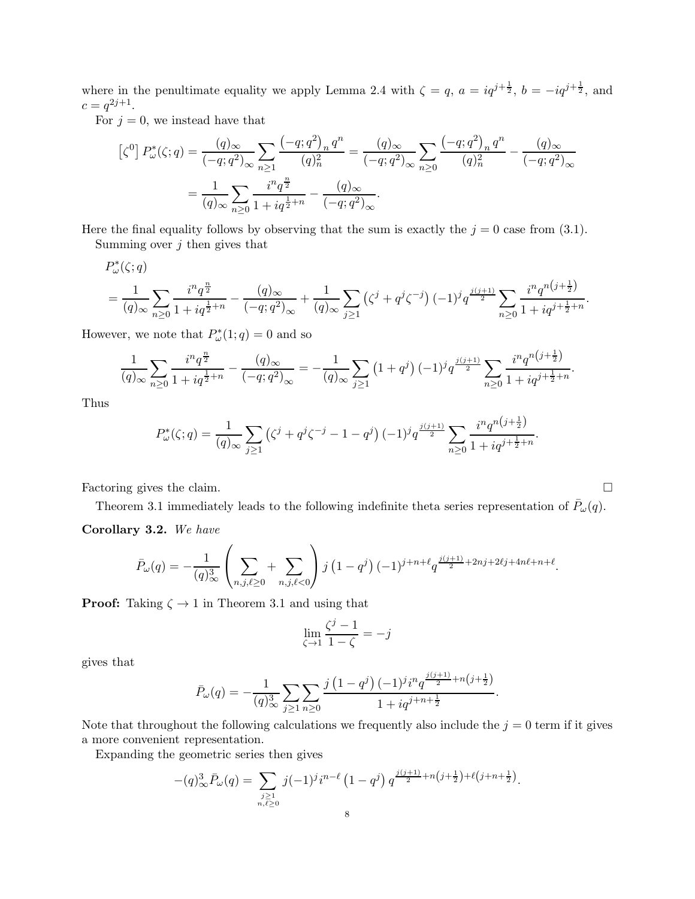where in the penultimate equality we apply Lemma 2.4 with $\zeta = q$, $a = iq^{j+\frac{1}{2}}$, $b = -iq^{j+\frac{1}{2}}$, and $c = q^{2j+1}$.

For $j = 0$, we instead have that

$$\left[\zeta^0\right] P_\omega^*(\zeta; q) = \frac{(q)_\infty}{(-q;q^2)_\infty} \sum_{n\geq 1} \frac{\left(-q;q^2\right)_n q^n}{(q)_n^2} = \frac{(q)_\infty}{(-q;q^2)_\infty} \sum_{n\geq 0} \frac{\left(-q;q^2\right)_n q^n}{(q)_n^2} - \frac{(q)_\infty}{(-q;q^2)_\infty}$$
$$= \frac{1}{(q)_\infty} \sum_{n\geq 0} \frac{i^n q^{\frac{n}{2}}}{1 + iq^{\frac{1}{2}+n}} - \frac{(q)_\infty}{(-q;q^2)_\infty}.$$

Here the final equality follows by observing that the sum is exactly the $j = 0$ case from (3.1).

Summing over $j$ then gives that

$$P_\omega^*(\zeta; q)$$
$$= \frac{1}{(q)_\infty} \sum_{n\geq 0} \frac{i^n q^{\frac{n}{2}}}{1 + iq^{\frac{1}{2}+n}} - \frac{(q)_\infty}{(-q;q^2)_\infty} + \frac{1}{(q)_\infty} \sum_{j\geq 1} \left(\zeta^j + q^j \zeta^{-j}\right) (-1)^j q^{\frac{j(j+1)}{2}} \sum_{n\geq 0} \frac{i^n q^{n\left(j+\frac{1}{2}\right)}}{1 + iq^{j+\frac{1}{2}+n}}.$$

However, we note that $P_\omega^*(1; q) = 0$ and so

$$\frac{1}{(q)_\infty} \sum_{n\geq 0} \frac{i^n q^{\frac{n}{2}}}{1 + iq^{\frac{1}{2}+n}} - \frac{(q)_\infty}{(-q;q^2)_\infty} = -\frac{1}{(q)_\infty} \sum_{j\geq 1} \left(1 + q^j\right) (-1)^j q^{\frac{j(j+1)}{2}} \sum_{n\geq 0} \frac{i^n q^{n\left(j+\frac{1}{2}\right)}}{1 + iq^{j+\frac{1}{2}+n}}.$$

Thus

$$P_\omega^*(\zeta; q) = \frac{1}{(q)_\infty} \sum_{j\geq 1} \left(\zeta^j + q^j \zeta^{-j} - 1 - q^j\right) (-1)^j q^{\frac{j(j+1)}{2}} \sum_{n\geq 0} \frac{i^n q^{n\left(j+\frac{1}{2}\right)}}{1 + iq^{j+\frac{1}{2}+n}}.$$

Factoring gives the claim. $\square$

Theorem 3.1 immediately leads to the following indefinite theta series representation of $\bar{P}_\omega(q)$.

**Corollary 3.2.** *We have*

$$\bar{P}_\omega(q) = -\frac{1}{(q)_\infty^3} \left( \sum_{n,j,\ell \geq 0} + \sum_{n,j,\ell < 0} \right) j \left(1 - q^j\right) (-1)^{j+n+\ell} q^{\frac{j(j+1)}{2} + 2nj + 2\ell j + 4n\ell + n + \ell}.$$

**Proof:** Taking $\zeta \to 1$ in Theorem 3.1 and using that

$$\lim_{\zeta \to 1} \frac{\zeta^j - 1}{1 - \zeta} = -j$$

gives that

$$\bar{P}_\omega(q) = -\frac{1}{(q)_\infty^3} \sum_{j\geq 1} \sum_{n\geq 0} \frac{j\left(1 - q^j\right) (-1)^j i^n q^{\frac{j(j+1)}{2} + n\left(j+\frac{1}{2}\right)}}{1 + iq^{j+n+\frac{1}{2}}}.$$

Note that throughout the following calculations we frequently also include the $j = 0$ term if it gives a more convenient representation.

Expanding the geometric series then gives

$$-(q)_\infty^3 \bar{P}_\omega(q) = \sum_{\substack{j\geq 1 \\ n,\ell \geq 0}} j(-1)^j i^{n-\ell} \left(1 - q^j\right) q^{\frac{j(j+1)}{2} + n\left(j+\frac{1}{2}\right) + \ell\left(j+n+\frac{1}{2}\right)}.$$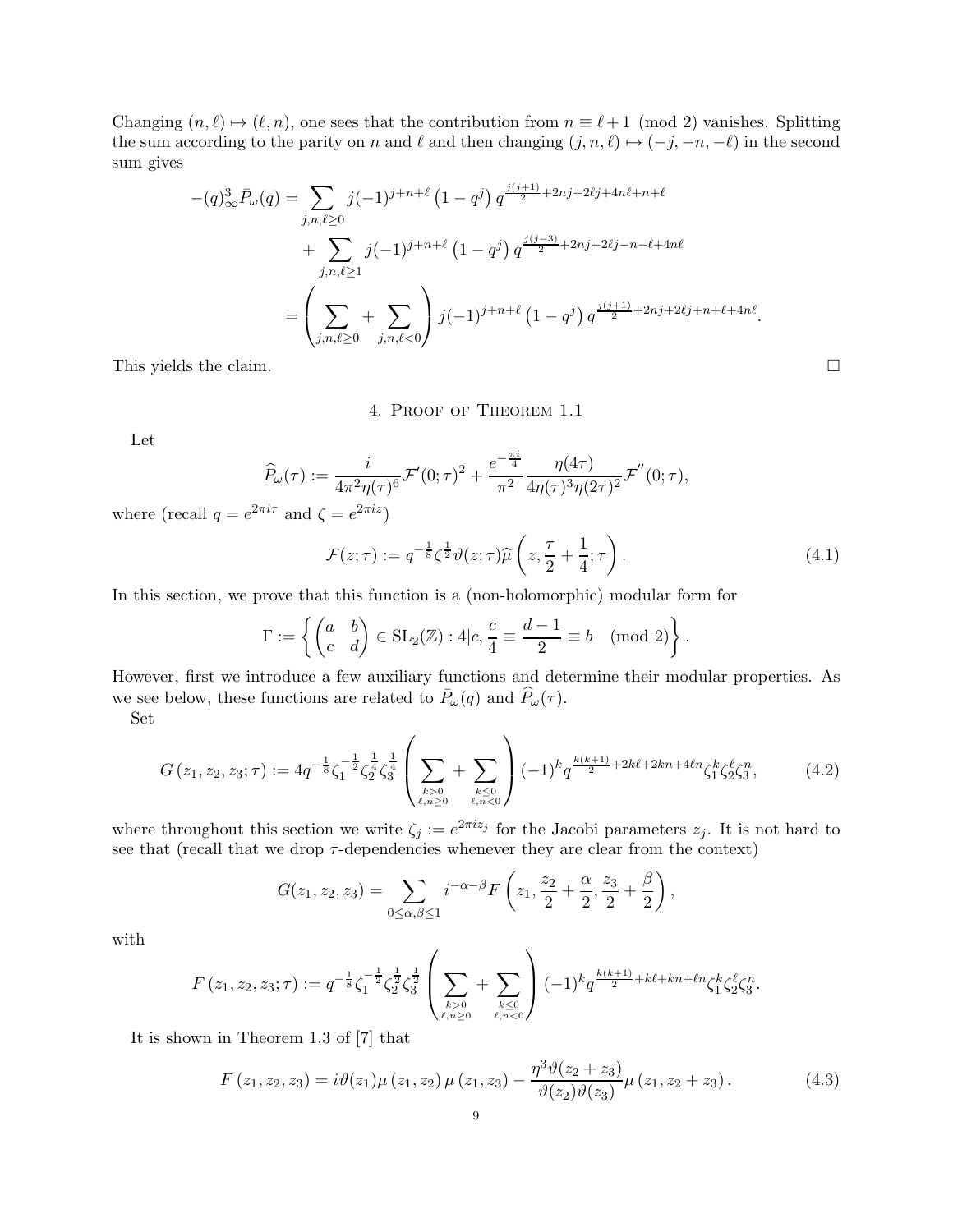Changing $(n,\ell)\mapsto(\ell,n)$, one sees that the contribution from $n\equiv \ell+1 \pmod 2$ vanishes. Splitting the sum according to the parity on $n$ and $\ell$ and then changing $(j,n,\ell)\mapsto(-j,-n,-\ell)$ in the second sum gives

$$
\begin{aligned}
-(q)_\infty^3 \bar{P}_\omega(q) &= \sum_{j,n,\ell\geq 0} j(-1)^{j+n+\ell}\left(1-q^j\right) q^{\frac{j(j+1)}{2}+2nj+2\ell j+4n\ell+n+\ell}\\
&\quad + \sum_{j,n,\ell\geq 1} j(-1)^{j+n+\ell}\left(1-q^j\right) q^{\frac{j(j-3)}{2}+2nj+2\ell j-n-\ell+4n\ell}\\
&= \left(\sum_{j,n,\ell\geq 0} + \sum_{j,n,\ell<0}\right) j(-1)^{j+n+\ell}\left(1-q^j\right) q^{\frac{j(j+1)}{2}+2nj+2\ell j+n+\ell+4n\ell}.
\end{aligned}
$$

This yields the claim. $\square$

## 4. Proof of Theorem 1.1

Let

$$
\widehat{P}_\omega(\tau) := \frac{i}{4\pi^2\eta(\tau)^6}\mathcal{F}'(0;\tau)^2 + \frac{e^{-\frac{\pi i}{4}}}{\pi^2}\frac{\eta(4\tau)}{4\eta(\tau)^3\eta(2\tau)^2}\mathcal{F}''(0;\tau),
$$

where (recall $q=e^{2\pi i\tau}$ and $\zeta=e^{2\pi i z}$)

$$
\mathcal{F}(z;\tau) := q^{-\frac{1}{8}}\zeta^{\frac{1}{2}}\vartheta(z;\tau)\widehat{\mu}\left(z,\frac{\tau}{2}+\frac{1}{4};\tau\right). \tag{4.1}
$$

In this section, we prove that this function is a (non-holomorphic) modular form for

$$
\Gamma := \left\{\begin{pmatrix} a & b\\ c & d\end{pmatrix}\in \mathrm{SL}_2(\mathbb{Z}) : 4|c,\, \frac{c}{4}\equiv\frac{d-1}{2}\equiv b \pmod 2\right\}.
$$

However, first we introduce a few auxiliary functions and determine their modular properties. As we see below, these functions are related to $\bar{P}_\omega(q)$ and $\widehat{P}_\omega(\tau)$.

Set

$$
G\left(z_1,z_2,z_3;\tau\right) := 4q^{-\frac{1}{8}}\zeta_1^{-\frac{1}{2}}\zeta_2^{\frac{1}{4}}\zeta_3^{\frac{1}{4}}\left(\sum_{\substack{k>0\\ \ell,n\geq 0}} + \sum_{\substack{k\leq 0\\ \ell,n<0}}\right)(-1)^k q^{\frac{k(k+1)}{2}+2k\ell+2kn+4\ell n}\zeta_1^k\zeta_2^\ell\zeta_3^n, \tag{4.2}
$$

where throughout this section we write $\zeta_j := e^{2\pi i z_j}$ for the Jacobi parameters $z_j$. It is not hard to see that (recall that we drop $\tau$-dependencies whenever they are clear from the context)

$$
G(z_1,z_2,z_3) = \sum_{0\leq\alpha,\beta\leq 1} i^{-\alpha-\beta}F\left(z_1,\frac{z_2}{2}+\frac{\alpha}{2},\frac{z_3}{2}+\frac{\beta}{2}\right),
$$

with

$$
F\left(z_1,z_2,z_3;\tau\right) := q^{-\frac{1}{8}}\zeta_1^{-\frac{1}{2}}\zeta_2^{\frac{1}{2}}\zeta_3^{\frac{1}{2}}\left(\sum_{\substack{k>0\\ \ell,n\geq 0}} + \sum_{\substack{k\leq 0\\ \ell,n<0}}\right)(-1)^k q^{\frac{k(k+1)}{2}+k\ell+kn+\ell n}\zeta_1^k\zeta_2^\ell\zeta_3^n.
$$

It is shown in Theorem 1.3 of [7] that

$$
F\left(z_1,z_2,z_3\right) = i\vartheta(z_1)\mu\left(z_1,z_2\right)\mu\left(z_1,z_3\right) - \frac{\eta^3\vartheta(z_2+z_3)}{\vartheta(z_2)\vartheta(z_3)}\mu\left(z_1,z_2+z_3\right). \tag{4.3}
$$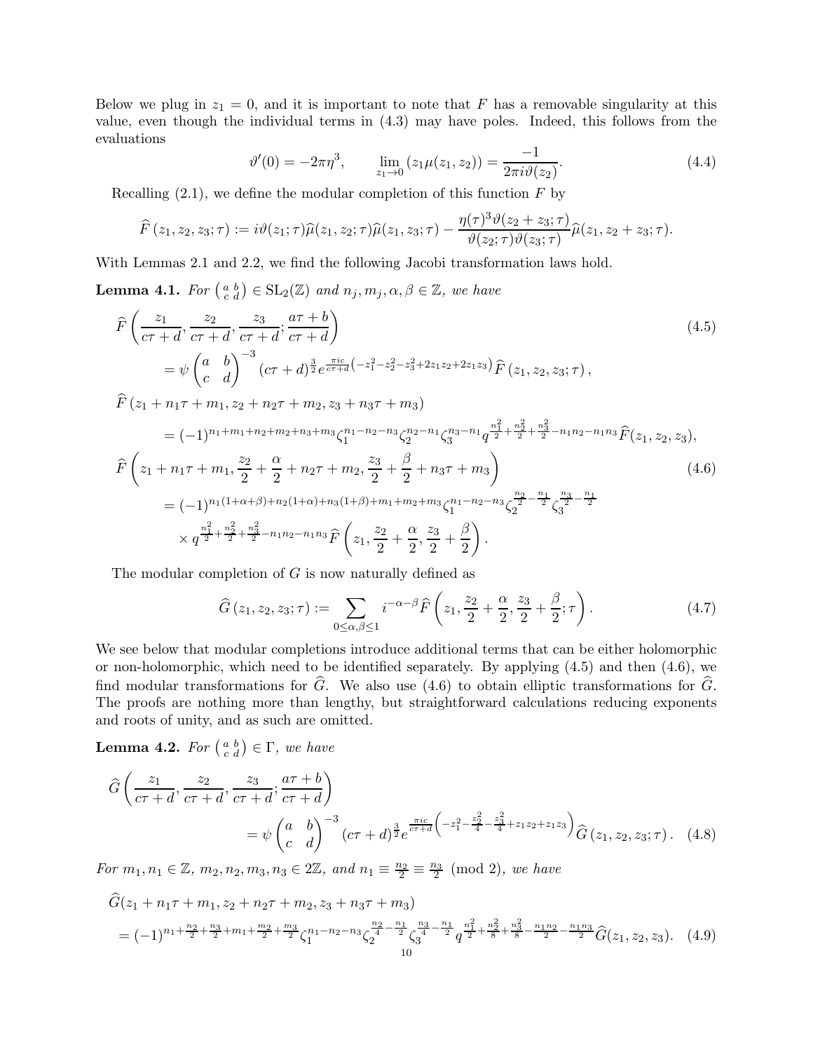Below we plug in $z_1 = 0$, and it is important to note that $F$ has a removable singularity at this value, even though the individual terms in (4.3) may have poles. Indeed, this follows from the evaluations

$$\vartheta'(0) = -2\pi\eta^3, \qquad \lim_{z_1 \to 0} \left(z_1 \mu(z_1, z_2)\right) = \frac{-1}{2\pi i \vartheta(z_2)}. \tag{4.4}$$

Recalling (2.1), we define the modular completion of this function $F$ by

$$\widehat{F}\left(z_1, z_2, z_3; \tau\right) := i\vartheta(z_1;\tau)\widehat{\mu}(z_1, z_2;\tau)\widehat{\mu}(z_1, z_3;\tau) - \frac{\eta(\tau)^3 \vartheta(z_2 + z_3;\tau)}{\vartheta(z_2;\tau)\vartheta(z_3;\tau)}\widehat{\mu}(z_1, z_2 + z_3;\tau).$$

With Lemmas 2.1 and 2.2, we find the following Jacobi transformation laws hold.

**Lemma 4.1.** *For* $\left(\begin{smallmatrix} a & b \\ c & d \end{smallmatrix}\right) \in \mathrm{SL}_2(\mathbb{Z})$ *and* $n_j, m_j, \alpha, \beta \in \mathbb{Z}$*, we have*

$$\widehat{F}\left(\frac{z_1}{c\tau+d}, \frac{z_2}{c\tau+d}, \frac{z_3}{c\tau+d}; \frac{a\tau+b}{c\tau+d}\right) \tag{4.5}$$
$$= \psi\begin{pmatrix} a & b \\ c & d \end{pmatrix}^{-3} (c\tau+d)^{\frac{3}{2}} e^{\frac{\pi i c}{c\tau+d}\left(-z_1^2 - z_2^2 - z_3^2 + 2z_1z_2 + 2z_1z_3\right)} \widehat{F}\left(z_1, z_2, z_3; \tau\right),$$

$$\widehat{F}\left(z_1 + n_1\tau + m_1, z_2 + n_2\tau + m_2, z_3 + n_3\tau + m_3\right)$$
$$= (-1)^{n_1+m_1+n_2+m_2+n_3+m_3} \zeta_1^{n_1-n_2-n_3} \zeta_2^{n_2-n_1} \zeta_3^{n_3-n_1} q^{\frac{n_1^2}{2}+\frac{n_2^2}{2}+\frac{n_3^2}{2}-n_1n_2-n_1n_3} \widehat{F}(z_1, z_2, z_3),$$

$$\widehat{F}\left(z_1 + n_1\tau + m_1, \frac{z_2}{2} + \frac{\alpha}{2} + n_2\tau + m_2, \frac{z_3}{2} + \frac{\beta}{2} + n_3\tau + m_3\right) \tag{4.6}$$
$$= (-1)^{n_1(1+\alpha+\beta)+n_2(1+\alpha)+n_3(1+\beta)+m_1+m_2+m_3} \zeta_1^{n_1-n_2-n_3} \zeta_2^{\frac{n_2}{2}-\frac{n_1}{2}} \zeta_3^{\frac{n_3}{2}-\frac{n_1}{2}}$$
$$\times q^{\frac{n_1^2}{2}+\frac{n_2^2}{2}+\frac{n_3^2}{2}-n_1n_2-n_1n_3} \widehat{F}\left(z_1, \frac{z_2}{2} + \frac{\alpha}{2}, \frac{z_3}{2} + \frac{\beta}{2}\right).$$

The modular completion of $G$ is now naturally defined as

$$\widehat{G}\left(z_1, z_2, z_3; \tau\right) := \sum_{0 \le \alpha, \beta \le 1} i^{-\alpha-\beta} \widehat{F}\left(z_1, \frac{z_2}{2} + \frac{\alpha}{2}, \frac{z_3}{2} + \frac{\beta}{2}; \tau\right). \tag{4.7}$$

We see below that modular completions introduce additional terms that can be either holomorphic or non-holomorphic, which need to be identified separately. By applying (4.5) and then (4.6), we find modular transformations for $\widehat{G}$. We also use (4.6) to obtain elliptic transformations for $\widehat{G}$. The proofs are nothing more than lengthy, but straightforward calculations reducing exponents and roots of unity, and as such are omitted.

**Lemma 4.2.** *For* $\left(\begin{smallmatrix} a & b \\ c & d \end{smallmatrix}\right) \in \Gamma$*, we have*

$$\widehat{G}\left(\frac{z_1}{c\tau+d}, \frac{z_2}{c\tau+d}, \frac{z_3}{c\tau+d}; \frac{a\tau+b}{c\tau+d}\right)$$
$$= \psi\begin{pmatrix} a & b \\ c & d \end{pmatrix}^{-3} (c\tau+d)^{\frac{3}{2}} e^{\frac{\pi i c}{c\tau+d}\left(-z_1^2 - \frac{z_2^2}{4} - \frac{z_3^2}{4} + z_1z_2 + z_1z_3\right)} \widehat{G}\left(z_1, z_2, z_3; \tau\right). \tag{4.8}$$

*For* $m_1, n_1 \in \mathbb{Z}$*,* $m_2, n_2, m_3, n_3 \in 2\mathbb{Z}$*, and* $n_1 \equiv \frac{n_2}{2} \equiv \frac{n_3}{2} \pmod 2$*, we have*

$$\widehat{G}(z_1 + n_1\tau + m_1, z_2 + n_2\tau + m_2, z_3 + n_3\tau + m_3)$$
$$= (-1)^{n_1+\frac{n_2}{2}+\frac{n_3}{2}+m_1+\frac{m_2}{2}+\frac{m_3}{2}} \zeta_1^{n_1-n_2-n_3} \zeta_2^{\frac{n_2}{4}-\frac{n_1}{2}} \zeta_3^{\frac{n_3}{4}-\frac{n_1}{2}} q^{\frac{n_1^2}{2}+\frac{n_2^2}{8}+\frac{n_3^2}{8}-\frac{n_1n_2}{2}-\frac{n_1n_3}{2}} \widehat{G}(z_1, z_2, z_3). \tag{4.9}$$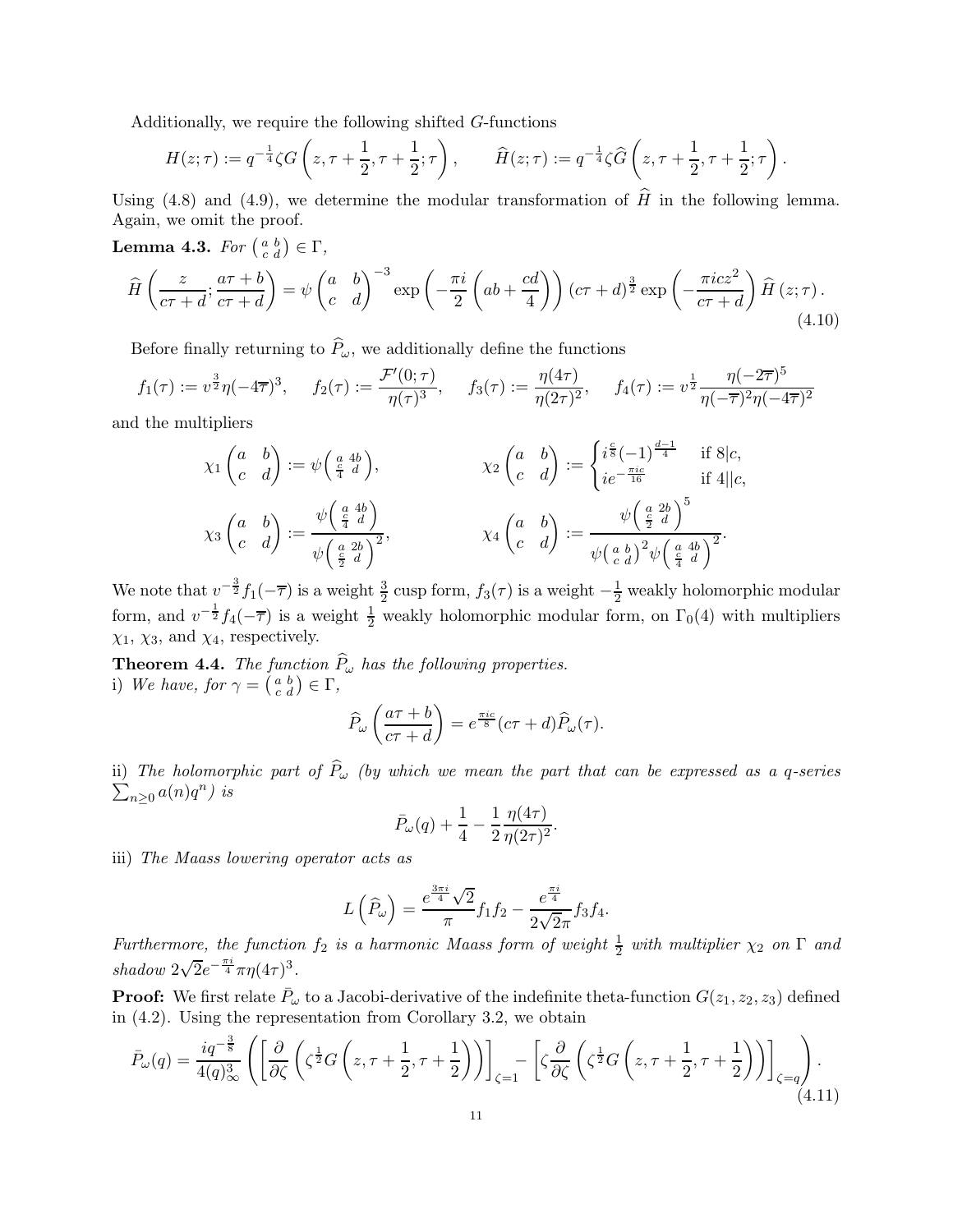Additionally, we require the following shifted $G$-functions

$$H(z;\tau) := q^{-\frac{1}{4}}\zeta G\left(z, \tau+\frac{1}{2}, \tau+\frac{1}{2};\tau\right), \qquad \widehat{H}(z;\tau) := q^{-\frac{1}{4}}\zeta \widehat{G}\left(z, \tau+\frac{1}{2}, \tau+\frac{1}{2};\tau\right).$$

Using (4.8) and (4.9), we determine the modular transformation of $\widehat{H}$ in the following lemma. Again, we omit the proof.

**Lemma 4.3.** *For* $\left(\begin{smallmatrix} a & b \\ c & d \end{smallmatrix}\right) \in \Gamma$,

$$\widehat{H}\left(\frac{z}{c\tau+d}; \frac{a\tau+b}{c\tau+d}\right) = \psi\begin{pmatrix} a & b \\ c & d \end{pmatrix}^{-3} \exp\left(-\frac{\pi i}{2}\left(ab+\frac{cd}{4}\right)\right)(c\tau+d)^{\frac{3}{2}} \exp\left(-\frac{\pi i c z^2}{c\tau+d}\right)\widehat{H}(z;\tau). \tag{4.10}$$

Before finally returning to $\widehat{P}_\omega$, we additionally define the functions

$$f_1(\tau) := v^{\frac{3}{2}}\eta(-4\overline{\tau})^3, \quad f_2(\tau) := \frac{\mathcal{F}'(0;\tau)}{\eta(\tau)^3}, \quad f_3(\tau) := \frac{\eta(4\tau)}{\eta(2\tau)^2}, \quad f_4(\tau) := v^{\frac{1}{2}}\frac{\eta(-2\overline{\tau})^5}{\eta(-\overline{\tau})^2\eta(-4\overline{\tau})^2}$$

and the multipliers

$$\chi_1\begin{pmatrix} a & b \\ c & d \end{pmatrix} := \psi\left(\begin{smallmatrix} a & 4b \\ \frac{c}{4} & d \end{smallmatrix}\right), \qquad \chi_2\begin{pmatrix} a & b \\ c & d \end{pmatrix} := \begin{cases} i^{\frac{c}{8}}(-1)^{\frac{d-1}{4}} & \text{if } 8|c, \\ ie^{-\frac{\pi i c}{16}} & \text{if } 4||c, \end{cases}$$

$$\chi_3\begin{pmatrix} a & b \\ c & d \end{pmatrix} := \frac{\psi\left(\begin{smallmatrix} a & 4b \\ \frac{c}{4} & d \end{smallmatrix}\right)}{\psi\left(\begin{smallmatrix} a & 2b \\ \frac{c}{2} & d \end{smallmatrix}\right)^2}, \qquad \chi_4\begin{pmatrix} a & b \\ c & d \end{pmatrix} := \frac{\psi\left(\begin{smallmatrix} a & 2b \\ \frac{c}{2} & d \end{smallmatrix}\right)^5}{\psi\left(\begin{smallmatrix} a & b \\ c & d \end{smallmatrix}\right)^2\psi\left(\begin{smallmatrix} a & 4b \\ \frac{c}{4} & d \end{smallmatrix}\right)^2}.$$

We note that $v^{-\frac{3}{2}}f_1(-\overline{\tau})$ is a weight $\frac{3}{2}$ cusp form, $f_3(\tau)$ is a weight $-\frac{1}{2}$ weakly holomorphic modular form, and $v^{-\frac{1}{2}}f_4(-\overline{\tau})$ is a weight $\frac{1}{2}$ weakly holomorphic modular form, on $\Gamma_0(4)$ with multipliers $\chi_1$, $\chi_3$, and $\chi_4$, respectively.

**Theorem 4.4.** *The function* $\widehat{P}_\omega$ *has the following properties.*
i) *We have, for* $\gamma = \left(\begin{smallmatrix} a & b \\ c & d \end{smallmatrix}\right) \in \Gamma$,

$$\widehat{P}_\omega\left(\frac{a\tau+b}{c\tau+d}\right) = e^{\frac{\pi i c}{8}}(c\tau+d)\widehat{P}_\omega(\tau).$$

ii) *The holomorphic part of* $\widehat{P}_\omega$ *(by which we mean the part that can be expressed as a q-series* $\sum_{n\geq 0} a(n)q^n$*) is*

$$\bar{P}_\omega(q) + \frac{1}{4} - \frac{1}{2}\frac{\eta(4\tau)}{\eta(2\tau)^2}.$$

iii) *The Maass lowering operator acts as*

$$L\left(\widehat{P}_\omega\right) = \frac{e^{\frac{3\pi i}{4}}\sqrt{2}}{\pi}f_1 f_2 - \frac{e^{\frac{\pi i}{4}}}{2\sqrt{2}\pi}f_3 f_4.$$

*Furthermore, the function* $f_2$ *is a harmonic Maass form of weight* $\frac{1}{2}$ *with multiplier* $\chi_2$ *on* $\Gamma$ *and shadow* $2\sqrt{2}e^{-\frac{\pi i}{4}}\pi\eta(4\tau)^3$.

**Proof:** We first relate $\bar{P}_\omega$ to a Jacobi-derivative of the indefinite theta-function $G(z_1, z_2, z_3)$ defined in (4.2). Using the representation from Corollary 3.2, we obtain

$$\bar{P}_\omega(q) = \frac{iq^{-\frac{3}{8}}}{4(q)_\infty^3}\left(\left[\frac{\partial}{\partial\zeta}\left(\zeta^{\frac{1}{2}}G\left(z, \tau+\frac{1}{2}, \tau+\frac{1}{2}\right)\right)\right]_{\zeta=1} - \left[\zeta\frac{\partial}{\partial\zeta}\left(\zeta^{\frac{1}{2}}G\left(z, \tau+\frac{1}{2}, \tau+\frac{1}{2}\right)\right)\right]_{\zeta=q}\right). \tag{4.11}$$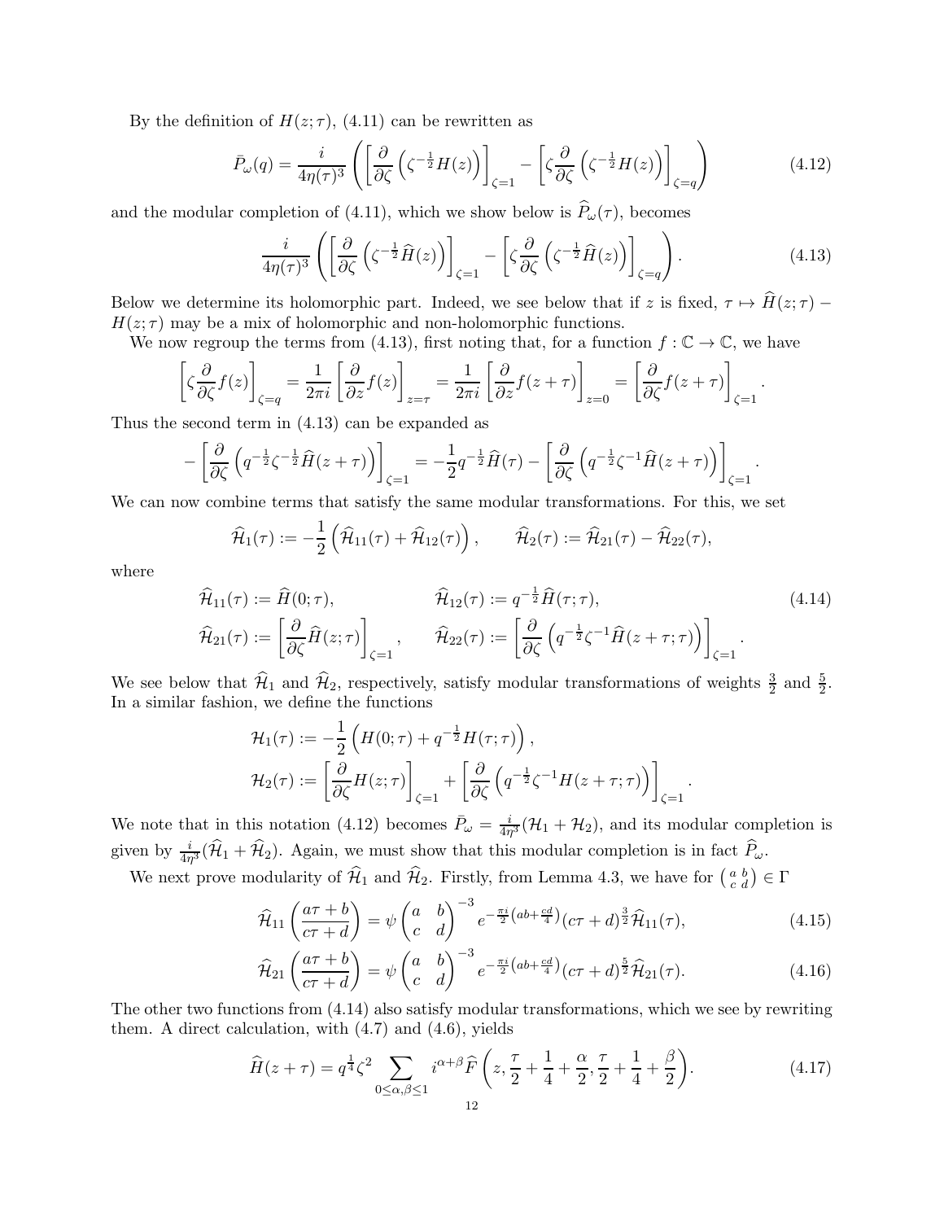By the definition of $H(z;\tau)$, (4.11) can be rewritten as

$$\bar{P}_\omega(q) = \frac{i}{4\eta(\tau)^3}\left(\left[\frac{\partial}{\partial\zeta}\left(\zeta^{-\frac{1}{2}}H(z)\right)\right]_{\zeta=1} - \left[\zeta\frac{\partial}{\partial\zeta}\left(\zeta^{-\frac{1}{2}}H(z)\right)\right]_{\zeta=q}\right) \tag{4.12}$$

and the modular completion of (4.11), which we show below is $\widehat{P}_\omega(\tau)$, becomes

$$\frac{i}{4\eta(\tau)^3}\left(\left[\frac{\partial}{\partial\zeta}\left(\zeta^{-\frac{1}{2}}\widehat{H}(z)\right)\right]_{\zeta=1} - \left[\zeta\frac{\partial}{\partial\zeta}\left(\zeta^{-\frac{1}{2}}\widehat{H}(z)\right)\right]_{\zeta=q}\right). \tag{4.13}$$

Below we determine its holomorphic part. Indeed, we see below that if $z$ is fixed, $\tau \mapsto \widehat{H}(z;\tau) - H(z;\tau)$ may be a mix of holomorphic and non-holomorphic functions.

We now regroup the terms from (4.13), first noting that, for a function $f : \mathbb{C} \to \mathbb{C}$, we have

$$\left[\zeta\frac{\partial}{\partial\zeta}f(z)\right]_{\zeta=q} = \frac{1}{2\pi i}\left[\frac{\partial}{\partial z}f(z)\right]_{z=\tau} = \frac{1}{2\pi i}\left[\frac{\partial}{\partial z}f(z+\tau)\right]_{z=0} = \left[\frac{\partial}{\partial\zeta}f(z+\tau)\right]_{\zeta=1}.$$

Thus the second term in (4.13) can be expanded as

$$-\left[\frac{\partial}{\partial\zeta}\left(q^{-\frac{1}{2}}\zeta^{-\frac{1}{2}}\widehat{H}(z+\tau)\right)\right]_{\zeta=1} = -\frac{1}{2}q^{-\frac{1}{2}}\widehat{H}(\tau) - \left[\frac{\partial}{\partial\zeta}\left(q^{-\frac{1}{2}}\zeta^{-1}\widehat{H}(z+\tau)\right)\right]_{\zeta=1}.$$

We can now combine terms that satisfy the same modular transformations. For this, we set

$$\widehat{\mathcal{H}}_1(\tau) := -\frac{1}{2}\left(\widehat{\mathcal{H}}_{11}(\tau) + \widehat{\mathcal{H}}_{12}(\tau)\right), \qquad \widehat{\mathcal{H}}_2(\tau) := \widehat{\mathcal{H}}_{21}(\tau) - \widehat{\mathcal{H}}_{22}(\tau),$$

where

$$\begin{aligned} \widehat{\mathcal{H}}_{11}(\tau) &:= \widehat{H}(0;\tau), & \widehat{\mathcal{H}}_{12}(\tau) &:= q^{-\frac{1}{2}}\widehat{H}(\tau;\tau), \\ \widehat{\mathcal{H}}_{21}(\tau) &:= \left[\frac{\partial}{\partial\zeta}\widehat{H}(z;\tau)\right]_{\zeta=1}, & \widehat{\mathcal{H}}_{22}(\tau) &:= \left[\frac{\partial}{\partial\zeta}\left(q^{-\frac{1}{2}}\zeta^{-1}\widehat{H}(z+\tau;\tau)\right)\right]_{\zeta=1}. \end{aligned} \tag{4.14}$$

We see below that $\widehat{\mathcal{H}}_1$ and $\widehat{\mathcal{H}}_2$, respectively, satisfy modular transformations of weights $\frac{3}{2}$ and $\frac{5}{2}$. In a similar fashion, we define the functions

$$\begin{aligned} \mathcal{H}_1(\tau) &:= -\frac{1}{2}\left(H(0;\tau) + q^{-\frac{1}{2}}H(\tau;\tau)\right), \\ \mathcal{H}_2(\tau) &:= \left[\frac{\partial}{\partial\zeta}H(z;\tau)\right]_{\zeta=1} + \left[\frac{\partial}{\partial\zeta}\left(q^{-\frac{1}{2}}\zeta^{-1}H(z+\tau;\tau)\right)\right]_{\zeta=1}. \end{aligned}$$

We note that in this notation (4.12) becomes $\bar{P}_\omega = \frac{i}{4\eta^3}(\mathcal{H}_1 + \mathcal{H}_2)$, and its modular completion is given by $\frac{i}{4\eta^3}(\widehat{\mathcal{H}}_1 + \widehat{\mathcal{H}}_2)$. Again, we must show that this modular completion is in fact $\widehat{P}_\omega$.

We next prove modularity of $\widehat{\mathcal{H}}_1$ and $\widehat{\mathcal{H}}_2$. Firstly, from Lemma 4.3, we have for $\left(\begin{smallmatrix} a & b \\ c & d \end{smallmatrix}\right) \in \Gamma$

$$\widehat{\mathcal{H}}_{11}\left(\frac{a\tau+b}{c\tau+d}\right) = \psi\begin{pmatrix} a & b \\ c & d \end{pmatrix}^{-3} e^{-\frac{\pi i}{2}\left(ab+\frac{cd}{4}\right)}(c\tau+d)^{\frac{3}{2}}\widehat{\mathcal{H}}_{11}(\tau), \tag{4.15}$$

$$\widehat{\mathcal{H}}_{21}\left(\frac{a\tau+b}{c\tau+d}\right) = \psi\begin{pmatrix} a & b \\ c & d \end{pmatrix}^{-3} e^{-\frac{\pi i}{2}\left(ab+\frac{cd}{4}\right)}(c\tau+d)^{\frac{5}{2}}\widehat{\mathcal{H}}_{21}(\tau). \tag{4.16}$$

The other two functions from (4.14) also satisfy modular transformations, which we see by rewriting them. A direct calculation, with (4.7) and (4.6), yields

$$\widehat{H}(z+\tau) = q^{\frac{1}{4}}\zeta^2 \sum_{0\le\alpha,\beta\le1} i^{\alpha+\beta}\widehat{F}\left(z, \frac{\tau}{2} + \frac{1}{4} + \frac{\alpha}{2}, \frac{\tau}{2} + \frac{1}{4} + \frac{\beta}{2}\right). \tag{4.17}$$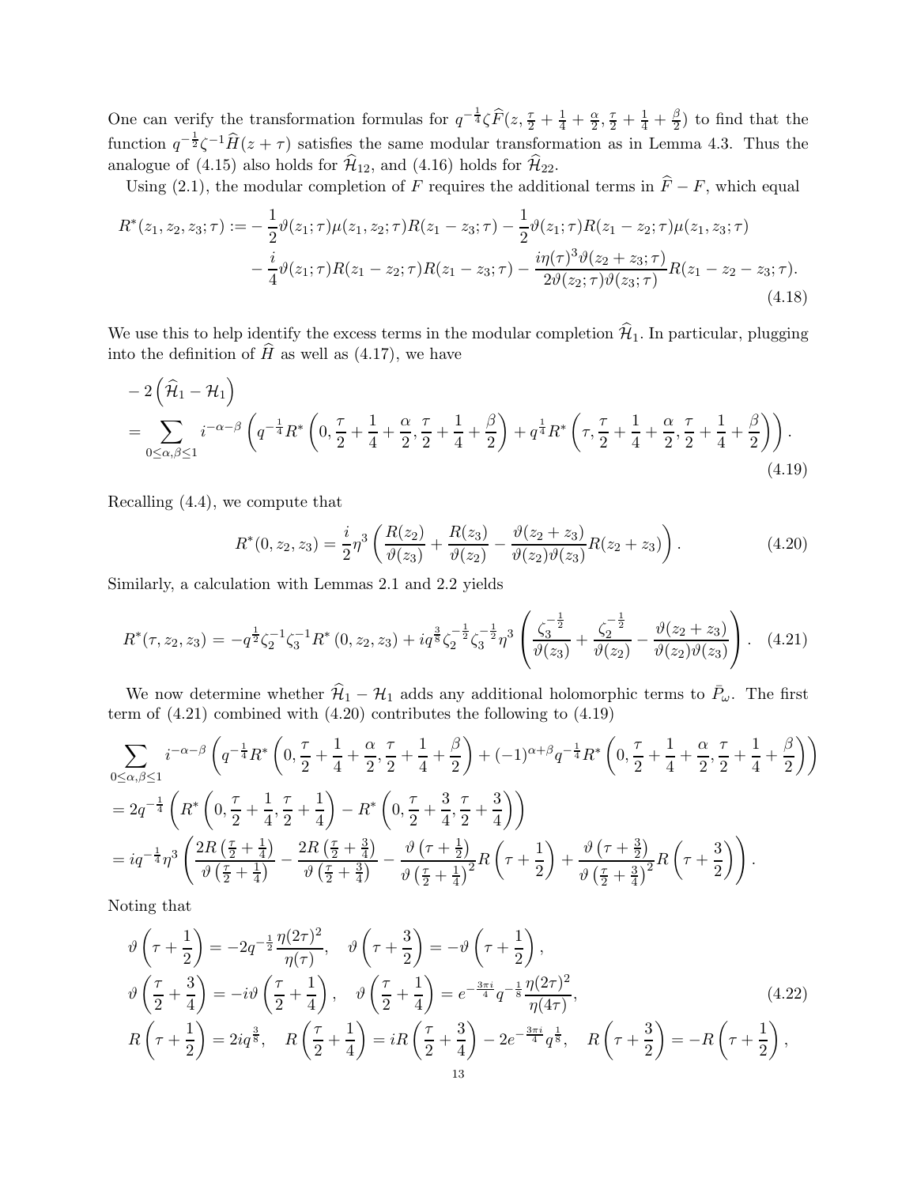One can verify the transformation formulas for $q^{-\frac{1}{4}}\zeta\widehat{F}(z,\frac{\tau}{2}+\frac{1}{4}+\frac{\alpha}{2},\frac{\tau}{2}+\frac{1}{4}+\frac{\beta}{2})$ to find that the function $q^{-\frac{1}{2}}\zeta^{-1}\widehat{H}(z+\tau)$ satisfies the same modular transformation as in Lemma 4.3. Thus the analogue of (4.15) also holds for $\widehat{\mathcal{H}}_{12}$, and (4.16) holds for $\widehat{\mathcal{H}}_{22}$.

Using (2.1), the modular completion of $F$ requires the additional terms in $\widehat{F}-F$, which equal

$$\begin{aligned}R^*(z_1,z_2,z_3;\tau) := &-\frac{1}{2}\vartheta(z_1;\tau)\mu(z_1,z_2;\tau)R(z_1-z_3;\tau)-\frac{1}{2}\vartheta(z_1;\tau)R(z_1-z_2;\tau)\mu(z_1,z_3;\tau)\\ &-\frac{i}{4}\vartheta(z_1;\tau)R(z_1-z_2;\tau)R(z_1-z_3;\tau)-\frac{i\eta(\tau)^3\vartheta(z_2+z_3;\tau)}{2\vartheta(z_2;\tau)\vartheta(z_3;\tau)}R(z_1-z_2-z_3;\tau).\end{aligned} \tag{4.18}$$

We use this to help identify the excess terms in the modular completion $\widehat{\mathcal{H}}_1$. In particular, plugging into the definition of $\widehat{H}$ as well as (4.17), we have

$$\begin{aligned}&-2\left(\widehat{\mathcal{H}}_1-\mathcal{H}_1\right)\\ &=\sum_{0\le\alpha,\beta\le1} i^{-\alpha-\beta}\left(q^{-\frac{1}{4}}R^*\left(0,\frac{\tau}{2}+\frac{1}{4}+\frac{\alpha}{2},\frac{\tau}{2}+\frac{1}{4}+\frac{\beta}{2}\right)+q^{\frac{1}{4}}R^*\left(\tau,\frac{\tau}{2}+\frac{1}{4}+\frac{\alpha}{2},\frac{\tau}{2}+\frac{1}{4}+\frac{\beta}{2}\right)\right).\end{aligned} \tag{4.19}$$

Recalling (4.4), we compute that

$$R^*(0,z_2,z_3)=\frac{i}{2}\eta^3\left(\frac{R(z_2)}{\vartheta(z_3)}+\frac{R(z_3)}{\vartheta(z_2)}-\frac{\vartheta(z_2+z_3)}{\vartheta(z_2)\vartheta(z_3)}R(z_2+z_3)\right). \tag{4.20}$$

Similarly, a calculation with Lemmas 2.1 and 2.2 yields

$$R^*(\tau,z_2,z_3)=-q^{\frac{1}{2}}\zeta_2^{-1}\zeta_3^{-1}R^*\left(0,z_2,z_3\right)+iq^{\frac{3}{8}}\zeta_2^{-\frac{1}{2}}\zeta_3^{-\frac{1}{2}}\eta^3\left(\frac{\zeta_3^{-\frac{1}{2}}}{\vartheta(z_3)}+\frac{\zeta_2^{-\frac{1}{2}}}{\vartheta(z_2)}-\frac{\vartheta(z_2+z_3)}{\vartheta(z_2)\vartheta(z_3)}\right). \tag{4.21}$$

We now determine whether $\widehat{\mathcal{H}}_1-\mathcal{H}_1$ adds any additional holomorphic terms to $\bar{P}_\omega$. The first term of (4.21) combined with (4.20) contributes the following to (4.19)

$$\begin{aligned}&\sum_{0\le\alpha,\beta\le1} i^{-\alpha-\beta}\left(q^{-\frac{1}{4}}R^*\left(0,\frac{\tau}{2}+\frac{1}{4}+\frac{\alpha}{2},\frac{\tau}{2}+\frac{1}{4}+\frac{\beta}{2}\right)+(-1)^{\alpha+\beta}q^{-\frac{1}{4}}R^*\left(0,\frac{\tau}{2}+\frac{1}{4}+\frac{\alpha}{2},\frac{\tau}{2}+\frac{1}{4}+\frac{\beta}{2}\right)\right)\\ &=2q^{-\frac{1}{4}}\left(R^*\left(0,\frac{\tau}{2}+\frac{1}{4},\frac{\tau}{2}+\frac{1}{4}\right)-R^*\left(0,\frac{\tau}{2}+\frac{3}{4},\frac{\tau}{2}+\frac{3}{4}\right)\right)\\ &=iq^{-\frac{1}{4}}\eta^3\left(\frac{2R\left(\frac{\tau}{2}+\frac{1}{4}\right)}{\vartheta\left(\frac{\tau}{2}+\frac{1}{4}\right)}-\frac{2R\left(\frac{\tau}{2}+\frac{3}{4}\right)}{\vartheta\left(\frac{\tau}{2}+\frac{3}{4}\right)}-\frac{\vartheta\left(\tau+\frac{1}{2}\right)}{\vartheta\left(\frac{\tau}{2}+\frac{1}{4}\right)^2}R\left(\tau+\frac{1}{2}\right)+\frac{\vartheta\left(\tau+\frac{3}{2}\right)}{\vartheta\left(\frac{\tau}{2}+\frac{3}{4}\right)^2}R\left(\tau+\frac{3}{2}\right)\right).\end{aligned}$$

Noting that

$$\begin{aligned}&\vartheta\left(\tau+\frac{1}{2}\right)=-2q^{-\frac{1}{2}}\frac{\eta(2\tau)^2}{\eta(\tau)},\quad \vartheta\left(\tau+\frac{3}{2}\right)=-\vartheta\left(\tau+\frac{1}{2}\right),\\ &\vartheta\left(\frac{\tau}{2}+\frac{3}{4}\right)=-i\vartheta\left(\frac{\tau}{2}+\frac{1}{4}\right),\quad \vartheta\left(\frac{\tau}{2}+\frac{1}{4}\right)=e^{-\frac{3\pi i}{4}}q^{-\frac{1}{8}}\frac{\eta(2\tau)^2}{\eta(4\tau)},\\ &R\left(\tau+\frac{1}{2}\right)=2iq^{\frac{3}{8}},\quad R\left(\frac{\tau}{2}+\frac{1}{4}\right)=iR\left(\frac{\tau}{2}+\frac{3}{4}\right)-2e^{-\frac{3\pi i}{4}}q^{\frac{1}{8}},\quad R\left(\tau+\frac{3}{2}\right)=-R\left(\tau+\frac{1}{2}\right),\end{aligned} \tag{4.22}$$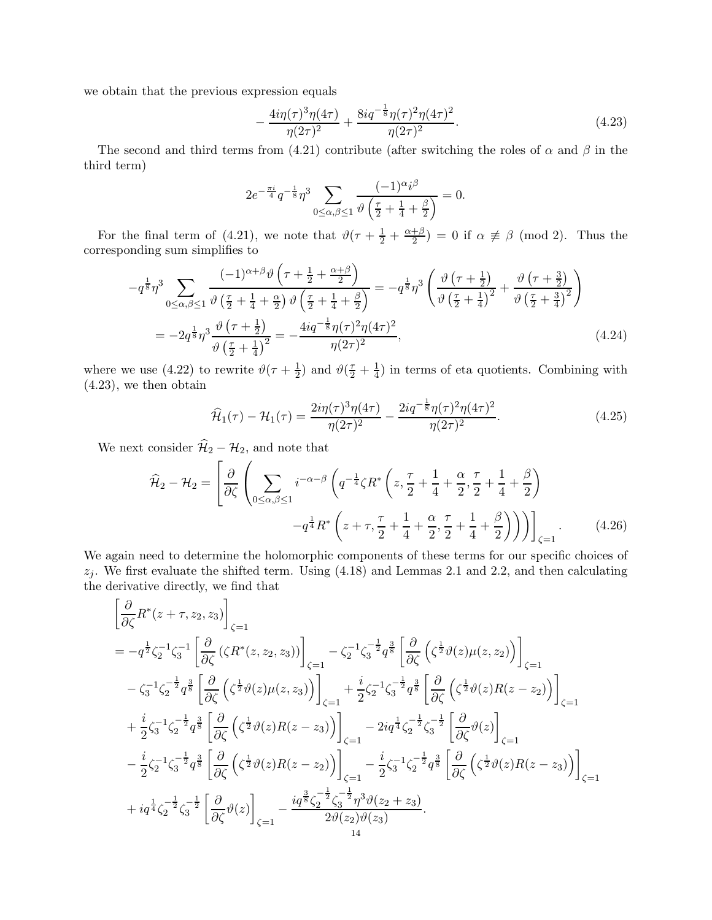we obtain that the previous expression equals

$$-\frac{4i\eta(\tau)^3\eta(4\tau)}{\eta(2\tau)^2}+\frac{8iq^{-\frac{1}{8}}\eta(\tau)^2\eta(4\tau)^2}{\eta(2\tau)^2}. \tag{4.23}$$

The second and third terms from (4.21) contribute (after switching the roles of $\alpha$ and $\beta$ in the third term)

$$2e^{-\frac{\pi i}{4}}q^{-\frac{1}{8}}\eta^3\sum_{0\leq\alpha,\beta\leq 1}\frac{(-1)^\alpha i^\beta}{\vartheta\left(\frac{\tau}{2}+\frac{1}{4}+\frac{\beta}{2}\right)}=0.$$

For the final term of (4.21), we note that $\vartheta(\tau+\frac{1}{2}+\frac{\alpha+\beta}{2})=0$ if $\alpha\not\equiv\beta\pmod 2$. Thus the corresponding sum simplifies to

$$\begin{aligned}
-q^{\frac{1}{8}}\eta^3&\sum_{0\leq\alpha,\beta\leq 1}\frac{(-1)^{\alpha+\beta}\vartheta\left(\tau+\frac{1}{2}+\frac{\alpha+\beta}{2}\right)}{\vartheta\left(\frac{\tau}{2}+\frac{1}{4}+\frac{\alpha}{2}\right)\vartheta\left(\frac{\tau}{2}+\frac{1}{4}+\frac{\beta}{2}\right)}=-q^{\frac{1}{8}}\eta^3\left(\frac{\vartheta\left(\tau+\frac{1}{2}\right)}{\vartheta\left(\frac{\tau}{2}+\frac{1}{4}\right)^2}+\frac{\vartheta\left(\tau+\frac{3}{2}\right)}{\vartheta\left(\frac{\tau}{2}+\frac{3}{4}\right)^2}\right)\\
&=-2q^{\frac{1}{8}}\eta^3\frac{\vartheta\left(\tau+\frac{1}{2}\right)}{\vartheta\left(\frac{\tau}{2}+\frac{1}{4}\right)^2}=-\frac{4iq^{-\frac{1}{8}}\eta(\tau)^2\eta(4\tau)^2}{\eta(2\tau)^2},
\end{aligned} \tag{4.24}$$

where we use (4.22) to rewrite $\vartheta(\tau+\frac{1}{2})$ and $\vartheta(\frac{\tau}{2}+\frac{1}{4})$ in terms of eta quotients. Combining with (4.23), we then obtain

$$\widehat{\mathcal{H}}_1(\tau)-\mathcal{H}_1(\tau)=\frac{2i\eta(\tau)^3\eta(4\tau)}{\eta(2\tau)^2}-\frac{2iq^{-\frac{1}{8}}\eta(\tau)^2\eta(4\tau)^2}{\eta(2\tau)^2}. \tag{4.25}$$

We next consider $\widehat{\mathcal{H}}_2-\mathcal{H}_2$, and note that

$$\begin{aligned}
\widehat{\mathcal{H}}_2-\mathcal{H}_2=\Bigg[\frac{\partial}{\partial\zeta}\Bigg(\sum_{0\leq\alpha,\beta\leq 1}i^{-\alpha-\beta}\Bigg(&q^{-\frac{1}{4}}\zeta R^*\left(z,\frac{\tau}{2}+\frac{1}{4}+\frac{\alpha}{2},\frac{\tau}{2}+\frac{1}{4}+\frac{\beta}{2}\right)\\
&-q^{\frac{1}{4}}R^*\left(z+\tau,\frac{\tau}{2}+\frac{1}{4}+\frac{\alpha}{2},\frac{\tau}{2}+\frac{1}{4}+\frac{\beta}{2}\right)\Bigg)\Bigg)\Bigg]_{\zeta=1}.
\end{aligned} \tag{4.26}$$

We again need to determine the holomorphic components of these terms for our specific choices of $z_j$. We first evaluate the shifted term. Using (4.18) and Lemmas 2.1 and 2.2, and then calculating the derivative directly, we find that

$$\begin{aligned}
&\left[\frac{\partial}{\partial\zeta}R^*(z+\tau,z_2,z_3)\right]_{\zeta=1}\\
&=-q^{\frac{1}{2}}\zeta_2^{-1}\zeta_3^{-1}\left[\frac{\partial}{\partial\zeta}\left(\zeta R^*(z,z_2,z_3)\right)\right]_{\zeta=1}-\zeta_2^{-1}\zeta_3^{-\frac{1}{2}}q^{\frac{3}{8}}\left[\frac{\partial}{\partial\zeta}\left(\zeta^{\frac{1}{2}}\vartheta(z)\mu(z,z_2)\right)\right]_{\zeta=1}\\
&\quad-\zeta_3^{-1}\zeta_2^{-\frac{1}{2}}q^{\frac{3}{8}}\left[\frac{\partial}{\partial\zeta}\left(\zeta^{\frac{1}{2}}\vartheta(z)\mu(z,z_3)\right)\right]_{\zeta=1}+\frac{i}{2}\zeta_2^{-1}\zeta_3^{-\frac{1}{2}}q^{\frac{3}{8}}\left[\frac{\partial}{\partial\zeta}\left(\zeta^{\frac{1}{2}}\vartheta(z)R(z-z_2)\right)\right]_{\zeta=1}\\
&\quad+\frac{i}{2}\zeta_3^{-1}\zeta_2^{-\frac{1}{2}}q^{\frac{3}{8}}\left[\frac{\partial}{\partial\zeta}\left(\zeta^{\frac{1}{2}}\vartheta(z)R(z-z_3)\right)\right]_{\zeta=1}-2iq^{\frac{1}{4}}\zeta_2^{-\frac{1}{2}}\zeta_3^{-\frac{1}{2}}\left[\frac{\partial}{\partial\zeta}\vartheta(z)\right]_{\zeta=1}\\
&\quad-\frac{i}{2}\zeta_2^{-1}\zeta_3^{-\frac{1}{2}}q^{\frac{3}{8}}\left[\frac{\partial}{\partial\zeta}\left(\zeta^{\frac{1}{2}}\vartheta(z)R(z-z_2)\right)\right]_{\zeta=1}-\frac{i}{2}\zeta_3^{-1}\zeta_2^{-\frac{1}{2}}q^{\frac{3}{8}}\left[\frac{\partial}{\partial\zeta}\left(\zeta^{\frac{1}{2}}\vartheta(z)R(z-z_3)\right)\right]_{\zeta=1}\\
&\quad+iq^{\frac{1}{4}}\zeta_2^{-\frac{1}{2}}\zeta_3^{-\frac{1}{2}}\left[\frac{\partial}{\partial\zeta}\vartheta(z)\right]_{\zeta=1}-\frac{iq^{\frac{3}{8}}\zeta_2^{-\frac{1}{2}}\zeta_3^{-\frac{1}{2}}\eta^3\vartheta(z_2+z_3)}{2\vartheta(z_2)\vartheta(z_3)}.
\end{aligned}$$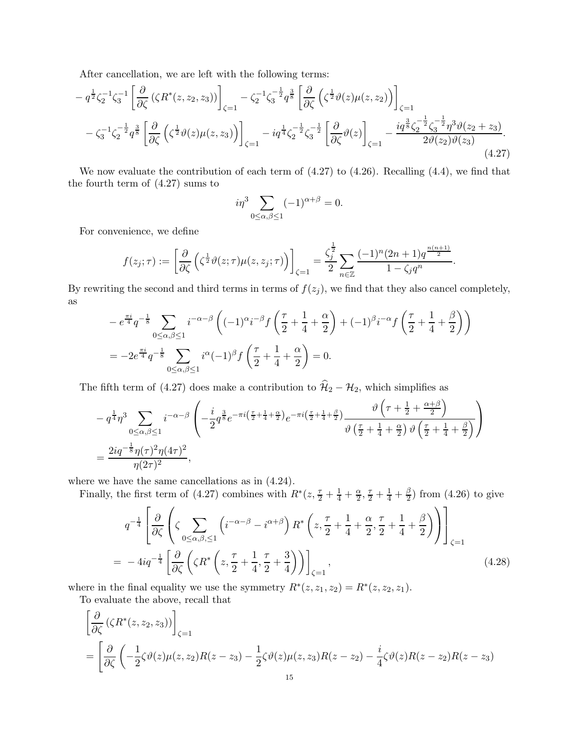After cancellation, we are left with the following terms:

$$
\begin{aligned}
&-q^{\frac{1}{2}}\zeta_2^{-1}\zeta_3^{-1}\left[\frac{\partial}{\partial\zeta}\left(\zeta R^*(z,z_2,z_3)\right)\right]_{\zeta=1}-\zeta_2^{-1}\zeta_3^{-\frac{1}{2}}q^{\frac{3}{8}}\left[\frac{\partial}{\partial\zeta}\left(\zeta^{\frac{1}{2}}\vartheta(z)\mu(z,z_2)\right)\right]_{\zeta=1}\\
&\quad-\zeta_3^{-1}\zeta_2^{-\frac{1}{2}}q^{\frac{3}{8}}\left[\frac{\partial}{\partial\zeta}\left(\zeta^{\frac{1}{2}}\vartheta(z)\mu(z,z_3)\right)\right]_{\zeta=1}-iq^{\frac{1}{4}}\zeta_2^{-\frac{1}{2}}\zeta_3^{-\frac{1}{2}}\left[\frac{\partial}{\partial\zeta}\vartheta(z)\right]_{\zeta=1}-\frac{iq^{\frac{3}{8}}\zeta_2^{-\frac{1}{2}}\zeta_3^{-\frac{1}{2}}\eta^3\vartheta(z_2+z_3)}{2\vartheta(z_2)\vartheta(z_3)}.
\end{aligned}
\tag{4.27}
$$

We now evaluate the contribution of each term of (4.27) to (4.26). Recalling (4.4), we find that the fourth term of (4.27) sums to

$$
i\eta^3\sum_{0\le\alpha,\beta\le1}(-1)^{\alpha+\beta}=0.
$$

For convenience, we define

$$
f(z_j;\tau):=\left[\frac{\partial}{\partial\zeta}\left(\zeta^{\frac{1}{2}}\vartheta(z;\tau)\mu(z,z_j;\tau)\right)\right]_{\zeta=1}=\frac{\zeta_j^{\frac{1}{2}}}{2}\sum_{n\in\mathbb{Z}}\frac{(-1)^n(2n+1)q^{\frac{n(n+1)}{2}}}{1-\zeta_jq^n}.
$$

By rewriting the second and third terms in terms of $f(z_j)$, we find that they also cancel completely, as

$$
\begin{aligned}
&-e^{\frac{\pi i}{4}}q^{-\frac{1}{8}}\sum_{0\le\alpha,\beta\le1}i^{-\alpha-\beta}\left((-1)^\alpha i^{-\beta}f\left(\frac{\tau}{2}+\frac{1}{4}+\frac{\alpha}{2}\right)+(-1)^\beta i^{-\alpha}f\left(\frac{\tau}{2}+\frac{1}{4}+\frac{\beta}{2}\right)\right)\\
&=-2e^{\frac{\pi i}{4}}q^{-\frac{1}{8}}\sum_{0\le\alpha,\beta\le1}i^{\alpha}(-1)^\beta f\left(\frac{\tau}{2}+\frac{1}{4}+\frac{\alpha}{2}\right)=0.
\end{aligned}
$$

The fifth term of (4.27) does make a contribution to $\widehat{\mathcal{H}}_2-\mathcal{H}_2$, which simplifies as

$$
\begin{aligned}
&-q^{\frac{1}{4}}\eta^3\sum_{0\le\alpha,\beta\le1}i^{-\alpha-\beta}\left(-\frac{i}{2}q^{\frac{3}{8}}e^{-\pi i\left(\frac{\tau}{2}+\frac{1}{4}+\frac{\alpha}{2}\right)}e^{-\pi i\left(\frac{\tau}{2}+\frac{1}{4}+\frac{\beta}{2}\right)}\frac{\vartheta\left(\tau+\frac{1}{2}+\frac{\alpha+\beta}{2}\right)}{\vartheta\left(\frac{\tau}{2}+\frac{1}{4}+\frac{\alpha}{2}\right)\vartheta\left(\frac{\tau}{2}+\frac{1}{4}+\frac{\beta}{2}\right)}\right)\\
&=\frac{2iq^{-\frac{1}{8}}\eta(\tau)^2\eta(4\tau)^2}{\eta(2\tau)^2},
\end{aligned}
$$

where we have the same cancellations as in (4.24).

Finally, the first term of (4.27) combines with $R^*(z,\frac{\tau}{2}+\frac{1}{4}+\frac{\alpha}{2},\frac{\tau}{2}+\frac{1}{4}+\frac{\beta}{2})$ from (4.26) to give

$$
\begin{aligned}
&q^{-\frac{1}{4}}\left[\frac{\partial}{\partial\zeta}\left(\zeta\sum_{0\le\alpha,\beta,\le1}\left(i^{-\alpha-\beta}-i^{\alpha+\beta}\right)R^*\left(z,\frac{\tau}{2}+\frac{1}{4}+\frac{\alpha}{2},\frac{\tau}{2}+\frac{1}{4}+\frac{\beta}{2}\right)\right)\right]_{\zeta=1}\\
&=-4iq^{-\frac{1}{4}}\left[\frac{\partial}{\partial\zeta}\left(\zeta R^*\left(z,\frac{\tau}{2}+\frac{1}{4},\frac{\tau}{2}+\frac{3}{4}\right)\right)\right]_{\zeta=1},
\end{aligned}
\tag{4.28}
$$

where in the final equality we use the symmetry $R^*(z,z_1,z_2)=R^*(z,z_2,z_1)$.

To evaluate the above, recall that

$$
\begin{aligned}
&\left[\frac{\partial}{\partial\zeta}\left(\zeta R^*(z,z_2,z_3)\right)\right]_{\zeta=1}\\
&=\left[\frac{\partial}{\partial\zeta}\left(-\frac{1}{2}\zeta\vartheta(z)\mu(z,z_2)R(z-z_3)-\frac{1}{2}\zeta\vartheta(z)\mu(z,z_3)R(z-z_2)-\frac{i}{4}\zeta\vartheta(z)R(z-z_2)R(z-z_3)\right.\right.
\end{aligned}
$$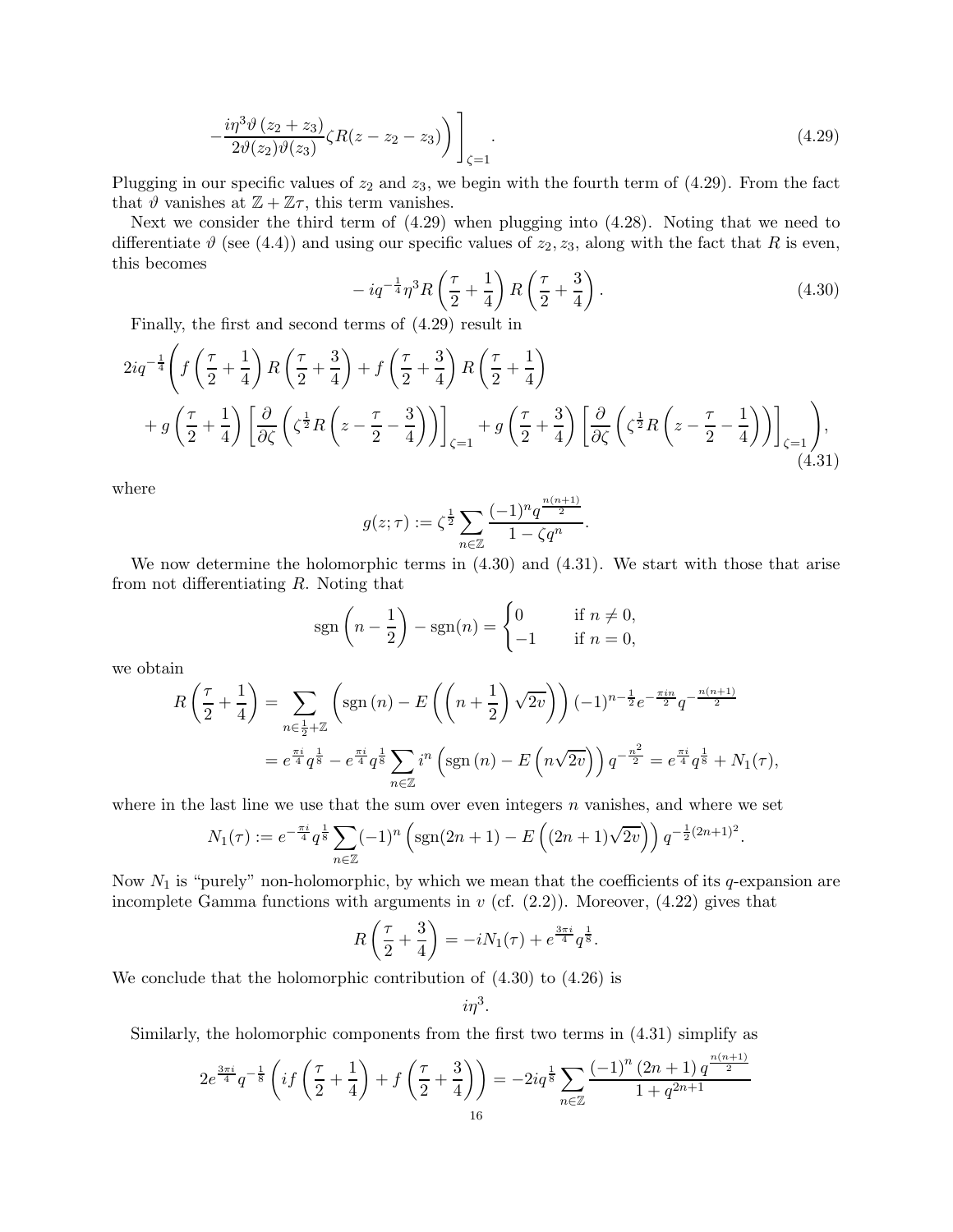$$
-\frac{i\eta^3\vartheta\left(z_2+z_3\right)}{2\vartheta(z_2)\vartheta(z_3)}\zeta R(z-z_2-z_3)\Bigg)\Bigg]_{\zeta=1}. \tag{4.29}
$$

Plugging in our specific values of $z_2$ and $z_3$, we begin with the fourth term of (4.29). From the fact that $\vartheta$ vanishes at $\mathbb{Z}+\mathbb{Z}\tau$, this term vanishes.

Next we consider the third term of (4.29) when plugging into (4.28). Noting that we need to differentiate $\vartheta$ (see (4.4)) and using our specific values of $z_2, z_3$, along with the fact that $R$ is even, this becomes

$$
-iq^{-\frac{1}{4}}\eta^3 R\left(\frac{\tau}{2}+\frac{1}{4}\right)R\left(\frac{\tau}{2}+\frac{3}{4}\right). \tag{4.30}
$$

Finally, the first and second terms of (4.29) result in

$$
\begin{aligned}
2iq^{-\frac{1}{4}}\Bigg(& f\left(\frac{\tau}{2}+\frac{1}{4}\right)R\left(\frac{\tau}{2}+\frac{3}{4}\right)+f\left(\frac{\tau}{2}+\frac{3}{4}\right)R\left(\frac{\tau}{2}+\frac{1}{4}\right)\\
&+g\left(\frac{\tau}{2}+\frac{1}{4}\right)\left[\frac{\partial}{\partial\zeta}\left(\zeta^{\frac{1}{2}}R\left(z-\frac{\tau}{2}-\frac{3}{4}\right)\right)\right]_{\zeta=1}+g\left(\frac{\tau}{2}+\frac{3}{4}\right)\left[\frac{\partial}{\partial\zeta}\left(\zeta^{\frac{1}{2}}R\left(z-\frac{\tau}{2}-\frac{1}{4}\right)\right)\right]_{\zeta=1}\Bigg),
\end{aligned} \tag{4.31}
$$

where

$$
g(z;\tau):=\zeta^{\frac{1}{2}}\sum_{n\in\mathbb{Z}}\frac{(-1)^n q^{\frac{n(n+1)}{2}}}{1-\zeta q^n}.
$$

We now determine the holomorphic terms in (4.30) and (4.31). We start with those that arise from not differentiating $R$. Noting that

$$
\operatorname{sgn}\left(n-\frac{1}{2}\right)-\operatorname{sgn}(n)=\begin{cases}0 & \text{if } n\neq 0,\\ -1 & \text{if } n=0,\end{cases}
$$

we obtain

$$
\begin{aligned}
R\left(\frac{\tau}{2}+\frac{1}{4}\right)&=\sum_{n\in\frac{1}{2}+\mathbb{Z}}\left(\operatorname{sgn}(n)-E\left(\left(n+\frac{1}{2}\right)\sqrt{2v}\right)\right)(-1)^{n-\frac{1}{2}}e^{-\frac{\pi i n}{2}}q^{-\frac{n(n+1)}{2}}\\
&=e^{\frac{\pi i}{4}}q^{\frac{1}{8}}-e^{\frac{\pi i}{4}}q^{\frac{1}{8}}\sum_{n\in\mathbb{Z}}i^n\left(\operatorname{sgn}(n)-E\left(n\sqrt{2v}\right)\right)q^{-\frac{n^2}{2}}=e^{\frac{\pi i}{4}}q^{\frac{1}{8}}+N_1(\tau),
\end{aligned}
$$

where in the last line we use that the sum over even integers $n$ vanishes, and where we set

$$
N_1(\tau):=e^{-\frac{\pi i}{4}}q^{\frac{1}{8}}\sum_{n\in\mathbb{Z}}(-1)^n\left(\operatorname{sgn}(2n+1)-E\left((2n+1)\sqrt{2v}\right)\right)q^{-\frac{1}{2}(2n+1)^2}.
$$

Now $N_1$ is "purely" non-holomorphic, by which we mean that the coefficients of its $q$-expansion are incomplete Gamma functions with arguments in $v$ (cf. (2.2)). Moreover, (4.22) gives that

$$
R\left(\frac{\tau}{2}+\frac{3}{4}\right)=-iN_1(\tau)+e^{\frac{3\pi i}{4}}q^{\frac{1}{8}}.
$$

We conclude that the holomorphic contribution of (4.30) to (4.26) is

$$
i\eta^3.
$$

Similarly, the holomorphic components from the first two terms in (4.31) simplify as

$$
2e^{\frac{3\pi i}{4}}q^{-\frac{1}{8}}\left(if\left(\frac{\tau}{2}+\frac{1}{4}\right)+f\left(\frac{\tau}{2}+\frac{3}{4}\right)\right)=-2iq^{\frac{1}{8}}\sum_{n\in\mathbb{Z}}\frac{(-1)^n(2n+1)q^{\frac{n(n+1)}{2}}}{1+q^{2n+1}}
$$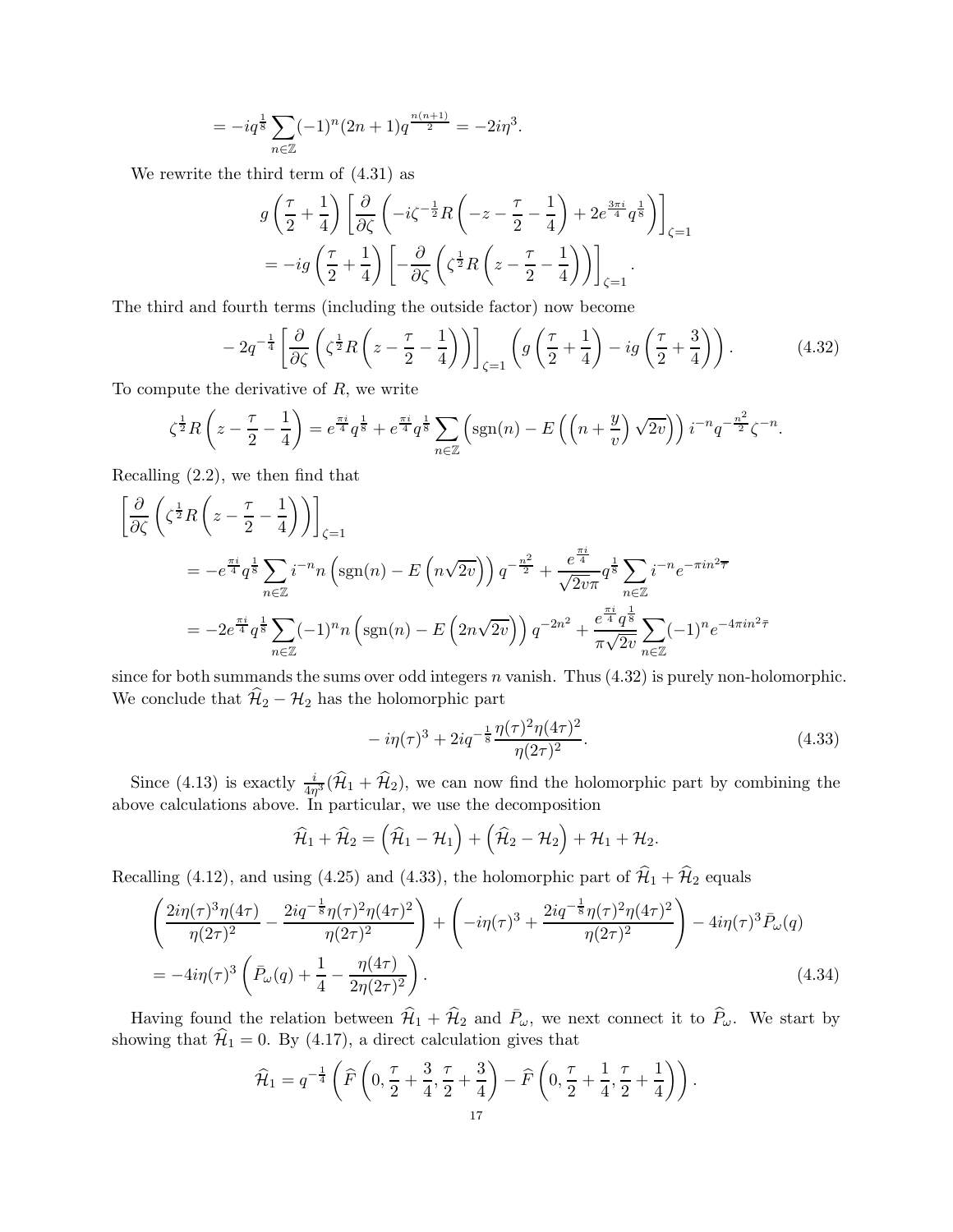$$= -iq^{\frac{1}{8}} \sum_{n\in\mathbb{Z}} (-1)^n (2n+1) q^{\frac{n(n+1)}{2}} = -2i\eta^3.$$

We rewrite the third term of (4.31) as

$$g\left(\frac{\tau}{2}+\frac{1}{4}\right)\left[\frac{\partial}{\partial\zeta}\left(-i\zeta^{-\frac{1}{2}} R\left(-z-\frac{\tau}{2}-\frac{1}{4}\right)+2e^{\frac{3\pi i}{4}} q^{\frac{1}{8}}\right)\right]_{\zeta=1}$$
$$= -ig\left(\frac{\tau}{2}+\frac{1}{4}\right)\left[-\frac{\partial}{\partial\zeta}\left(\zeta^{\frac{1}{2}} R\left(z-\frac{\tau}{2}-\frac{1}{4}\right)\right)\right]_{\zeta=1}.$$

The third and fourth terms (including the outside factor) now become

$$-2q^{-\frac{1}{4}}\left[\frac{\partial}{\partial\zeta}\left(\zeta^{\frac{1}{2}} R\left(z-\frac{\tau}{2}-\frac{1}{4}\right)\right)\right]_{\zeta=1}\left(g\left(\frac{\tau}{2}+\frac{1}{4}\right)-ig\left(\frac{\tau}{2}+\frac{3}{4}\right)\right). \tag{4.32}$$

To compute the derivative of $R$, we write

$$\zeta^{\frac{1}{2}} R\left(z-\frac{\tau}{2}-\frac{1}{4}\right) = e^{\frac{\pi i}{4}} q^{\frac{1}{8}} + e^{\frac{\pi i}{4}} q^{\frac{1}{8}} \sum_{n\in\mathbb{Z}} \left(\operatorname{sgn}(n) - E\left(\left(n+\frac{y}{v}\right)\sqrt{2v}\right)\right) i^{-n} q^{-\frac{n^2}{2}} \zeta^{-n}.$$

Recalling (2.2), we then find that

$$\left[\frac{\partial}{\partial\zeta}\left(\zeta^{\frac{1}{2}} R\left(z-\frac{\tau}{2}-\frac{1}{4}\right)\right)\right]_{\zeta=1}$$
$$= -e^{\frac{\pi i}{4}} q^{\frac{1}{8}} \sum_{n\in\mathbb{Z}} i^{-n} n \left(\operatorname{sgn}(n) - E\left(n\sqrt{2v}\right)\right) q^{-\frac{n^2}{2}} + \frac{e^{\frac{\pi i}{4}}}{\sqrt{2v}\pi} q^{\frac{1}{8}} \sum_{n\in\mathbb{Z}} i^{-n} e^{-\pi i n^2 \overline{\tau}}$$
$$= -2e^{\frac{\pi i}{4}} q^{\frac{1}{8}} \sum_{n\in\mathbb{Z}} (-1)^n n \left(\operatorname{sgn}(n) - E\left(2n\sqrt{2v}\right)\right) q^{-2n^2} + \frac{e^{\frac{\pi i}{4}} q^{\frac{1}{8}}}{\pi\sqrt{2v}} \sum_{n\in\mathbb{Z}} (-1)^n e^{-4\pi i n^2 \overline{\tau}}$$

since for both summands the sums over odd integers $n$ vanish. Thus (4.32) is purely non-holomorphic. We conclude that $\widehat{\mathcal{H}}_2 - \mathcal{H}_2$ has the holomorphic part

$$-i\eta(\tau)^3 + 2iq^{-\frac{1}{8}} \frac{\eta(\tau)^2 \eta(4\tau)^2}{\eta(2\tau)^2}. \tag{4.33}$$

Since (4.13) is exactly $\frac{i}{4\eta^3}(\widehat{\mathcal{H}}_1 + \widehat{\mathcal{H}}_2)$, we can now find the holomorphic part by combining the above calculations above. In particular, we use the decomposition

$$\widehat{\mathcal{H}}_1 + \widehat{\mathcal{H}}_2 = \left(\widehat{\mathcal{H}}_1 - \mathcal{H}_1\right) + \left(\widehat{\mathcal{H}}_2 - \mathcal{H}_2\right) + \mathcal{H}_1 + \mathcal{H}_2.$$

Recalling (4.12), and using (4.25) and (4.33), the holomorphic part of $\widehat{\mathcal{H}}_1 + \widehat{\mathcal{H}}_2$ equals

$$\left(\frac{2i\eta(\tau)^3\eta(4\tau)}{\eta(2\tau)^2} - \frac{2iq^{-\frac{1}{8}}\eta(\tau)^2\eta(4\tau)^2}{\eta(2\tau)^2}\right) + \left(-i\eta(\tau)^3 + \frac{2iq^{-\frac{1}{8}}\eta(\tau)^2\eta(4\tau)^2}{\eta(2\tau)^2}\right) - 4i\eta(\tau)^3 \bar{P}_\omega(q)$$
$$= -4i\eta(\tau)^3\left(\bar{P}_\omega(q) + \frac{1}{4} - \frac{\eta(4\tau)}{2\eta(2\tau)^2}\right). \tag{4.34}$$

Having found the relation between $\widehat{\mathcal{H}}_1 + \widehat{\mathcal{H}}_2$ and $\bar{P}_\omega$, we next connect it to $\widehat{P}_\omega$. We start by showing that $\widehat{\mathcal{H}}_1 = 0$. By (4.17), a direct calculation gives that

$$\widehat{\mathcal{H}}_1 = q^{-\frac{1}{4}}\left(\widehat{F}\left(0, \frac{\tau}{2}+\frac{3}{4}, \frac{\tau}{2}+\frac{3}{4}\right) - \widehat{F}\left(0, \frac{\tau}{2}+\frac{1}{4}, \frac{\tau}{2}+\frac{1}{4}\right)\right).$$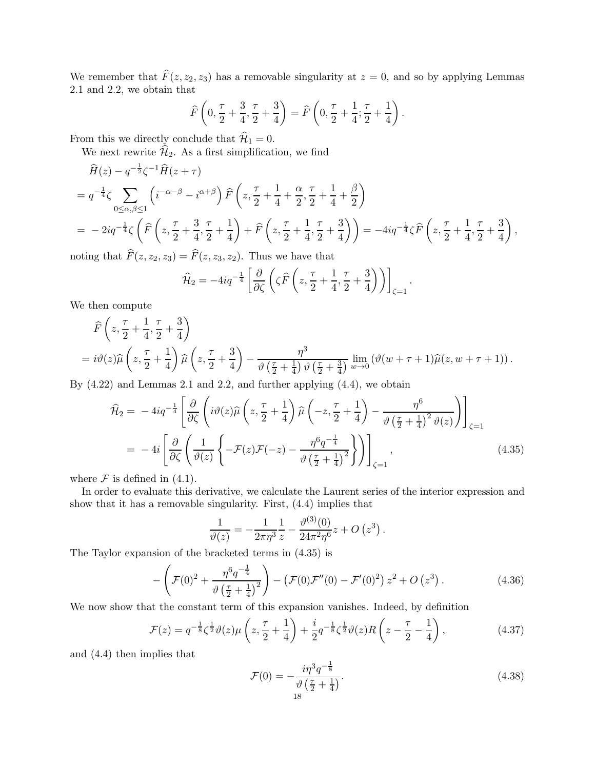We remember that $\widehat{F}(z, z_2, z_3)$ has a removable singularity at $z = 0$, and so by applying Lemmas 2.1 and 2.2, we obtain that

$$\widehat{F}\left(0, \frac{\tau}{2} + \frac{3}{4}, \frac{\tau}{2} + \frac{3}{4}\right) = \widehat{F}\left(0, \frac{\tau}{2} + \frac{1}{4}; \frac{\tau}{2} + \frac{1}{4}\right).$$

From this we directly conclude that $\widehat{\mathcal{H}}_1 = 0$.

We next rewrite $\widehat{\mathcal{H}}_2$. As a first simplification, we find

$$\begin{aligned}
&\widehat{H}(z) - q^{-\frac{1}{2}}\zeta^{-1}\widehat{H}(z+\tau) \\
&= q^{-\frac{1}{4}}\zeta \sum_{0 \leq \alpha, \beta \leq 1} \left(i^{-\alpha-\beta} - i^{\alpha+\beta}\right) \widehat{F}\left(z, \frac{\tau}{2} + \frac{1}{4} + \frac{\alpha}{2}, \frac{\tau}{2} + \frac{1}{4} + \frac{\beta}{2}\right) \\
&= -2iq^{-\frac{1}{4}}\zeta\left(\widehat{F}\left(z, \frac{\tau}{2} + \frac{3}{4}, \frac{\tau}{2} + \frac{1}{4}\right) + \widehat{F}\left(z, \frac{\tau}{2} + \frac{1}{4}, \frac{\tau}{2} + \frac{3}{4}\right)\right) = -4iq^{-\frac{1}{4}}\zeta\widehat{F}\left(z, \frac{\tau}{2} + \frac{1}{4}, \frac{\tau}{2} + \frac{3}{4}\right),
\end{aligned}$$

noting that $\widehat{F}(z, z_2, z_3) = \widehat{F}(z, z_3, z_2)$. Thus we have that

$$\widehat{\mathcal{H}}_2 = -4iq^{-\frac{1}{4}}\left[\frac{\partial}{\partial\zeta}\left(\zeta\widehat{F}\left(z, \frac{\tau}{2} + \frac{1}{4}, \frac{\tau}{2} + \frac{3}{4}\right)\right)\right]_{\zeta=1}.$$

We then compute

$$\begin{aligned}
&\widehat{F}\left(z, \frac{\tau}{2} + \frac{1}{4}, \frac{\tau}{2} + \frac{3}{4}\right) \\
&= i\vartheta(z)\widehat{\mu}\left(z, \frac{\tau}{2} + \frac{1}{4}\right)\widehat{\mu}\left(z, \frac{\tau}{2} + \frac{3}{4}\right) - \frac{\eta^3}{\vartheta\left(\frac{\tau}{2} + \frac{1}{4}\right)\vartheta\left(\frac{\tau}{2} + \frac{3}{4}\right)} \lim_{w \to 0}\left(\vartheta(w + \tau + 1)\widehat{\mu}(z, w + \tau + 1)\right).
\end{aligned}$$

By (4.22) and Lemmas 2.1 and 2.2, and further applying (4.4), we obtain

$$\begin{aligned}
\widehat{\mathcal{H}}_2 &= -4iq^{-\frac{1}{4}}\left[\frac{\partial}{\partial\zeta}\left(i\vartheta(z)\widehat{\mu}\left(z, \frac{\tau}{2} + \frac{1}{4}\right)\widehat{\mu}\left(-z, \frac{\tau}{2} + \frac{1}{4}\right) - \frac{\eta^6}{\vartheta\left(\frac{\tau}{2} + \frac{1}{4}\right)^2\vartheta(z)}\right)\right]_{\zeta=1} \\
&= -4i\left[\frac{\partial}{\partial\zeta}\left(\frac{1}{\vartheta(z)}\left\{-\mathcal{F}(z)\mathcal{F}(-z) - \frac{\eta^6 q^{-\frac{1}{4}}}{\vartheta\left(\frac{\tau}{2} + \frac{1}{4}\right)^2}\right\}\right)\right]_{\zeta=1},
\end{aligned} \tag{4.35}$$

where $\mathcal{F}$ is defined in (4.1).

In order to evaluate this derivative, we calculate the Laurent series of the interior expression and show that it has a removable singularity. First, (4.4) implies that

$$\frac{1}{\vartheta(z)} = -\frac{1}{2\pi\eta^3}\frac{1}{z} - \frac{\vartheta^{(3)}(0)}{24\pi^2\eta^6}z + O\left(z^3\right).$$

The Taylor expansion of the bracketed terms in (4.35) is

$$-\left(\mathcal{F}(0)^2 + \frac{\eta^6 q^{-\frac{1}{4}}}{\vartheta\left(\frac{\tau}{2} + \frac{1}{4}\right)^2}\right) - \left(\mathcal{F}(0)\mathcal{F}''(0) - \mathcal{F}'(0)^2\right)z^2 + O\left(z^3\right). \tag{4.36}$$

We now show that the constant term of this expansion vanishes. Indeed, by definition

$$\mathcal{F}(z) = q^{-\frac{1}{8}}\zeta^{\frac{1}{2}}\vartheta(z)\mu\left(z, \frac{\tau}{2} + \frac{1}{4}\right) + \frac{i}{2}q^{-\frac{1}{8}}\zeta^{\frac{1}{2}}\vartheta(z)R\left(z - \frac{\tau}{2} - \frac{1}{4}\right), \tag{4.37}$$

and (4.4) then implies that

$$\mathcal{F}(0) = -\frac{i\eta^3 q^{-\frac{1}{8}}}{\vartheta\left(\frac{\tau}{2} + \frac{1}{4}\right)}. \tag{4.38}$$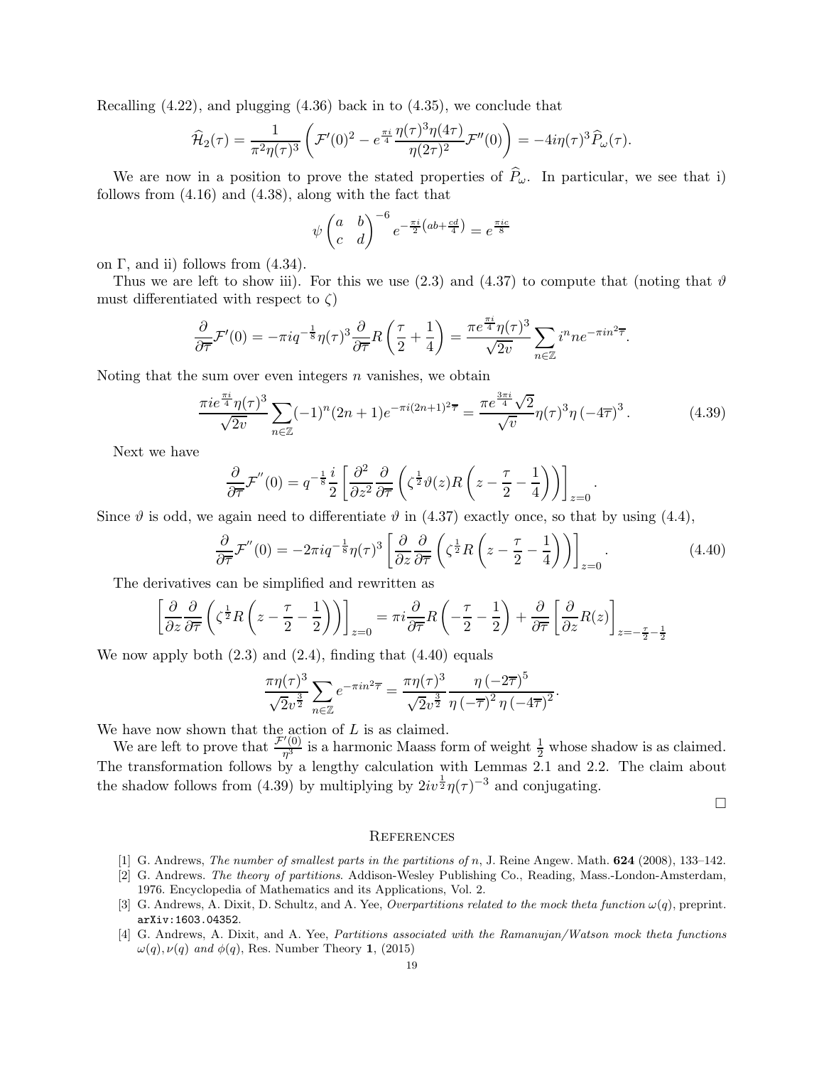Recalling (4.22), and plugging (4.36) back in to (4.35), we conclude that

$$\widehat{\mathcal{H}}_2(\tau) = \frac{1}{\pi^2 \eta(\tau)^3}\left(\mathcal{F}'(0)^2 - e^{\frac{\pi i}{4}}\frac{\eta(\tau)^3\eta(4\tau)}{\eta(2\tau)^2}\mathcal{F}''(0)\right) = -4i\eta(\tau)^3\widehat{P}_\omega(\tau).$$

We are now in a position to prove the stated properties of $\widehat{P}_\omega$. In particular, we see that i) follows from (4.16) and (4.38), along with the fact that

$$\psi\begin{pmatrix} a & b \\ c & d\end{pmatrix}^{-6} e^{-\frac{\pi i}{2}\left(ab+\frac{cd}{4}\right)} = e^{\frac{\pi i c}{8}}$$

on $\Gamma$, and ii) follows from (4.34).

Thus we are left to show iii). For this we use (2.3) and (4.37) to compute that (noting that $\vartheta$ must differentiated with respect to $\zeta$)

$$\frac{\partial}{\partial\overline{\tau}}\mathcal{F}'(0) = -\pi i q^{-\frac{1}{8}}\eta(\tau)^3\frac{\partial}{\partial\overline{\tau}}R\left(\frac{\tau}{2}+\frac{1}{4}\right) = \frac{\pi e^{\frac{\pi i}{4}}\eta(\tau)^3}{\sqrt{2v}}\sum_{n\in\mathbb{Z}} i^n n e^{-\pi i n^2\overline{\tau}}.$$

Noting that the sum over even integers $n$ vanishes, we obtain

$$\frac{\pi i e^{\frac{\pi i}{4}}\eta(\tau)^3}{\sqrt{2v}}\sum_{n\in\mathbb{Z}}(-1)^n(2n+1)e^{-\pi i(2n+1)^2\overline{\tau}} = \frac{\pi e^{\frac{3\pi i}{4}}\sqrt{2}}{\sqrt{v}}\eta(\tau)^3\eta\left(-4\overline{\tau}\right)^3. \tag{4.39}$$

Next we have

$$\frac{\partial}{\partial\overline{\tau}}\mathcal{F}''(0) = q^{-\frac{1}{8}}\frac{i}{2}\left[\frac{\partial^2}{\partial z^2}\frac{\partial}{\partial\overline{\tau}}\left(\zeta^{\frac{1}{2}}\vartheta(z)R\left(z-\frac{\tau}{2}-\frac{1}{4}\right)\right)\right]_{z=0}.$$

Since $\vartheta$ is odd, we again need to differentiate $\vartheta$ in (4.37) exactly once, so that by using (4.4),

$$\frac{\partial}{\partial\overline{\tau}}\mathcal{F}''(0) = -2\pi i q^{-\frac{1}{8}}\eta(\tau)^3\left[\frac{\partial}{\partial z}\frac{\partial}{\partial\overline{\tau}}\left(\zeta^{\frac{1}{2}}R\left(z-\frac{\tau}{2}-\frac{1}{4}\right)\right)\right]_{z=0}. \tag{4.40}$$

The derivatives can be simplified and rewritten as

$$\left[\frac{\partial}{\partial z}\frac{\partial}{\partial\overline{\tau}}\left(\zeta^{\frac{1}{2}}R\left(z-\frac{\tau}{2}-\frac{1}{2}\right)\right)\right]_{z=0} = \pi i\frac{\partial}{\partial\overline{\tau}}R\left(-\frac{\tau}{2}-\frac{1}{2}\right)+\frac{\partial}{\partial\overline{\tau}}\left[\frac{\partial}{\partial z}R(z)\right]_{z=-\frac{\tau}{2}-\frac{1}{2}}$$

We now apply both (2.3) and (2.4), finding that (4.40) equals

$$\frac{\pi\eta(\tau)^3}{\sqrt{2}v^{\frac{3}{2}}}\sum_{n\in\mathbb{Z}}e^{-\pi i n^2\overline{\tau}} = \frac{\pi\eta(\tau)^3}{\sqrt{2}v^{\frac{3}{2}}}\frac{\eta\left(-2\overline{\tau}\right)^5}{\eta\left(-\overline{\tau}\right)^2\eta\left(-4\overline{\tau}\right)^2}.$$

We have now shown that the action of $L$ is as claimed.

We are left to prove that $\frac{\mathcal{F}'(0)}{\eta^3}$ is a harmonic Maass form of weight $\frac{1}{2}$ whose shadow is as claimed. The transformation follows by a lengthy calculation with Lemmas 2.1 and 2.2. The claim about the shadow follows from (4.39) by multiplying by $2iv^{\frac{1}{2}}\eta(\tau)^{-3}$ and conjugating.

□

## References

[1] G. Andrews, *The number of smallest parts in the partitions of n*, J. Reine Angew. Math. **624** (2008), 133–142.

[2] G. Andrews. *The theory of partitions*. Addison-Wesley Publishing Co., Reading, Mass.-London-Amsterdam, 1976. Encyclopedia of Mathematics and its Applications, Vol. 2.

[3] G. Andrews, A. Dixit, D. Schultz, and A. Yee, *Overpartitions related to the mock theta function ω(q)*, preprint. arXiv:1603.04352.

[4] G. Andrews, A. Dixit, and A. Yee, *Partitions associated with the Ramanujan/Watson mock theta functions ω(q), ν(q) and φ(q)*, Res. Number Theory **1**, (2015)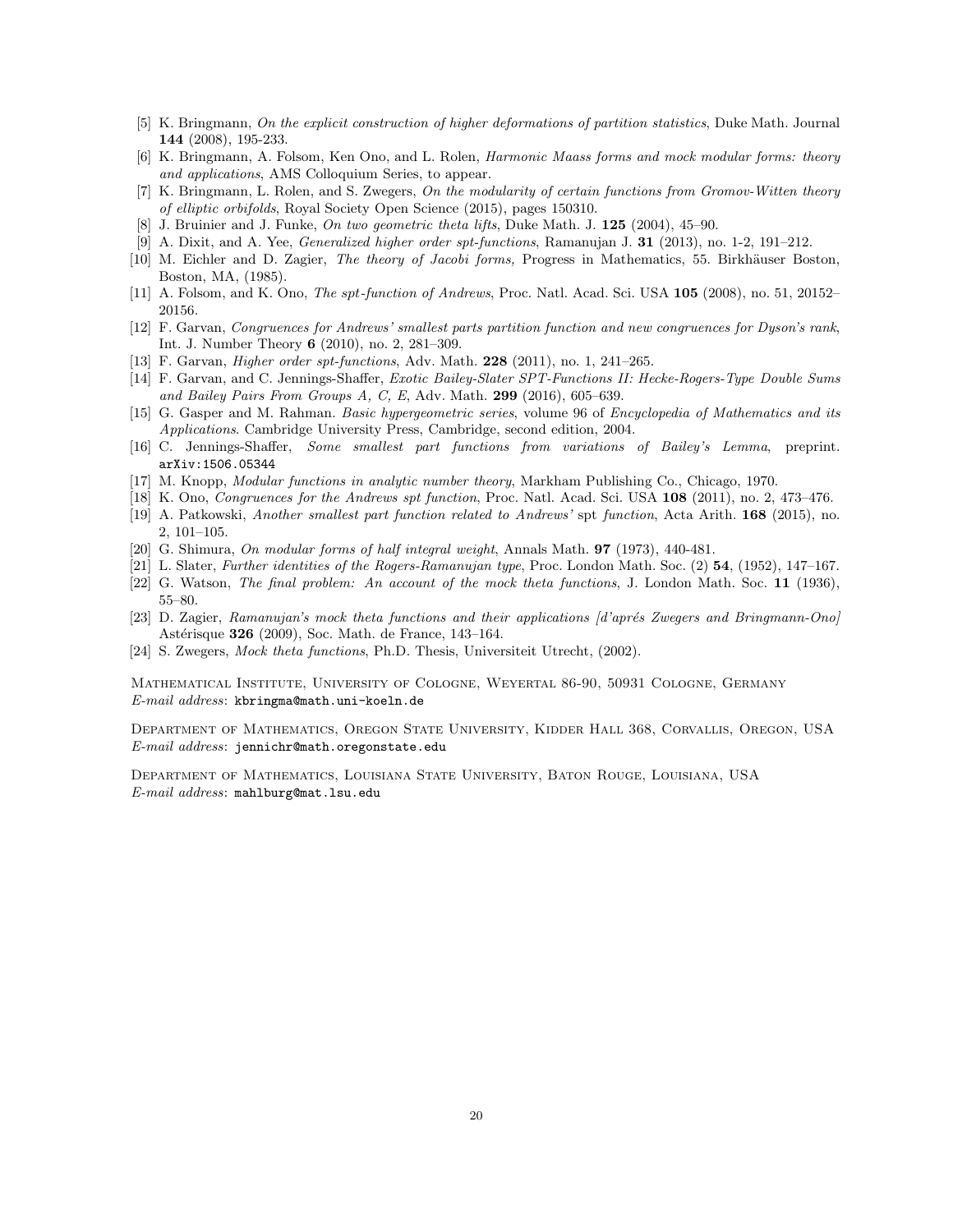[5] K. Bringmann, *On the explicit construction of higher deformations of partition statistics*, Duke Math. Journal **144** (2008), 195-233.

[6] K. Bringmann, A. Folsom, Ken Ono, and L. Rolen, *Harmonic Maass forms and mock modular forms: theory and applications*, AMS Colloquium Series, to appear.

[7] K. Bringmann, L. Rolen, and S. Zwegers, *On the modularity of certain functions from Gromov-Witten theory of elliptic orbifolds*, Royal Society Open Science (2015), pages 150310.

[8] J. Bruinier and J. Funke, *On two geometric theta lifts*, Duke Math. J. **125** (2004), 45–90.

[9] A. Dixit, and A. Yee, *Generalized higher order spt-functions*, Ramanujan J. **31** (2013), no. 1-2, 191–212.

[10] M. Eichler and D. Zagier, *The theory of Jacobi forms,* Progress in Mathematics, 55. Birkhäuser Boston, Boston, MA, (1985).

[11] A. Folsom, and K. Ono, *The spt-function of Andrews*, Proc. Natl. Acad. Sci. USA **105** (2008), no. 51, 20152–20156.

[12] F. Garvan, *Congruences for Andrews' smallest parts partition function and new congruences for Dyson's rank*, Int. J. Number Theory **6** (2010), no. 2, 281–309.

[13] F. Garvan, *Higher order spt-functions*, Adv. Math. **228** (2011), no. 1, 241–265.

[14] F. Garvan, and C. Jennings-Shaffer, *Exotic Bailey-Slater SPT-Functions II: Hecke-Rogers-Type Double Sums and Bailey Pairs From Groups A, C, E*, Adv. Math. **299** (2016), 605–639.

[15] G. Gasper and M. Rahman. *Basic hypergeometric series*, volume 96 of *Encyclopedia of Mathematics and its Applications*. Cambridge University Press, Cambridge, second edition, 2004.

[16] C. Jennings-Shaffer, *Some smallest part functions from variations of Bailey's Lemma*, preprint. arXiv:1506.05344

[17] M. Knopp, *Modular functions in analytic number theory*, Markham Publishing Co., Chicago, 1970.

[18] K. Ono, *Congruences for the Andrews spt function*, Proc. Natl. Acad. Sci. USA **108** (2011), no. 2, 473–476.

[19] A. Patkowski, *Another smallest part function related to Andrews'* spt *function*, Acta Arith. **168** (2015), no. 2, 101–105.

[20] G. Shimura, *On modular forms of half integral weight*, Annals Math. **97** (1973), 440-481.

[21] L. Slater, *Further identities of the Rogers-Ramanujan type*, Proc. London Math. Soc. (2) **54**, (1952), 147–167.

[22] G. Watson, *The final problem: An account of the mock theta functions*, J. London Math. Soc. **11** (1936), 55–80.

[23] D. Zagier, *Ramanujan's mock theta functions and their applications [d'aprés Zwegers and Bringmann-Ono]* Astérisque **326** (2009), Soc. Math. de France, 143–164.

[24] S. Zwegers, *Mock theta functions*, Ph.D. Thesis, Universiteit Utrecht, (2002).

Mathematical Institute, University of Cologne, Weyertal 86-90, 50931 Cologne, Germany
*E-mail address*: kbringma@math.uni-koeln.de

Department of Mathematics, Oregon State University, Kidder Hall 368, Corvallis, Oregon, USA
*E-mail address*: jennichr@math.oregonstate.edu

Department of Mathematics, Louisiana State University, Baton Rouge, Louisiana, USA
*E-mail address*: mahlburg@mat.lsu.edu